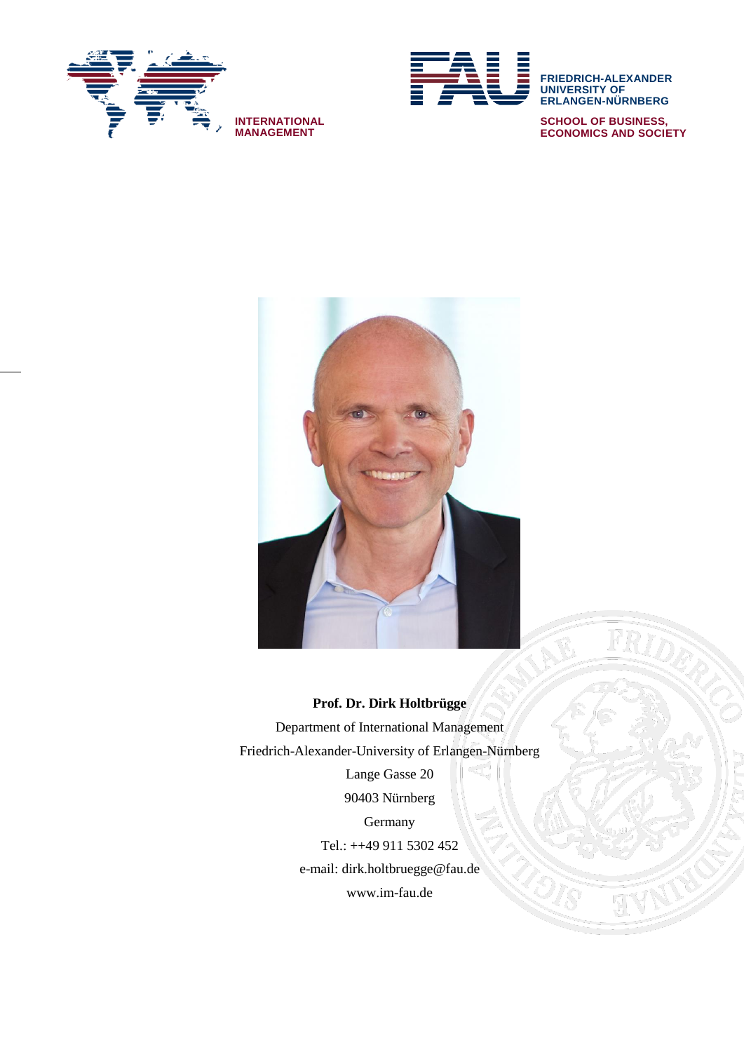INTERNATIONAL MANAGEMENT

FRIEDRICH-ALEXANDER UNIVERSITY OF ERLANGEN-NÜRNBERG

SCHOOL OF BUSINESS, ECONOMICS AND SOCIETY

**Prof. Dr. Dirk Holtbrügge**

Department of International Management

Friedrich-Alexander-University of Erlangen-Nürnberg

Lange Gasse 20

90403 Nürnberg

Germany

Tel.: ++49 911 5302 452

e-mail: dirk.holtbruegge@fau.de

www.im-fau.de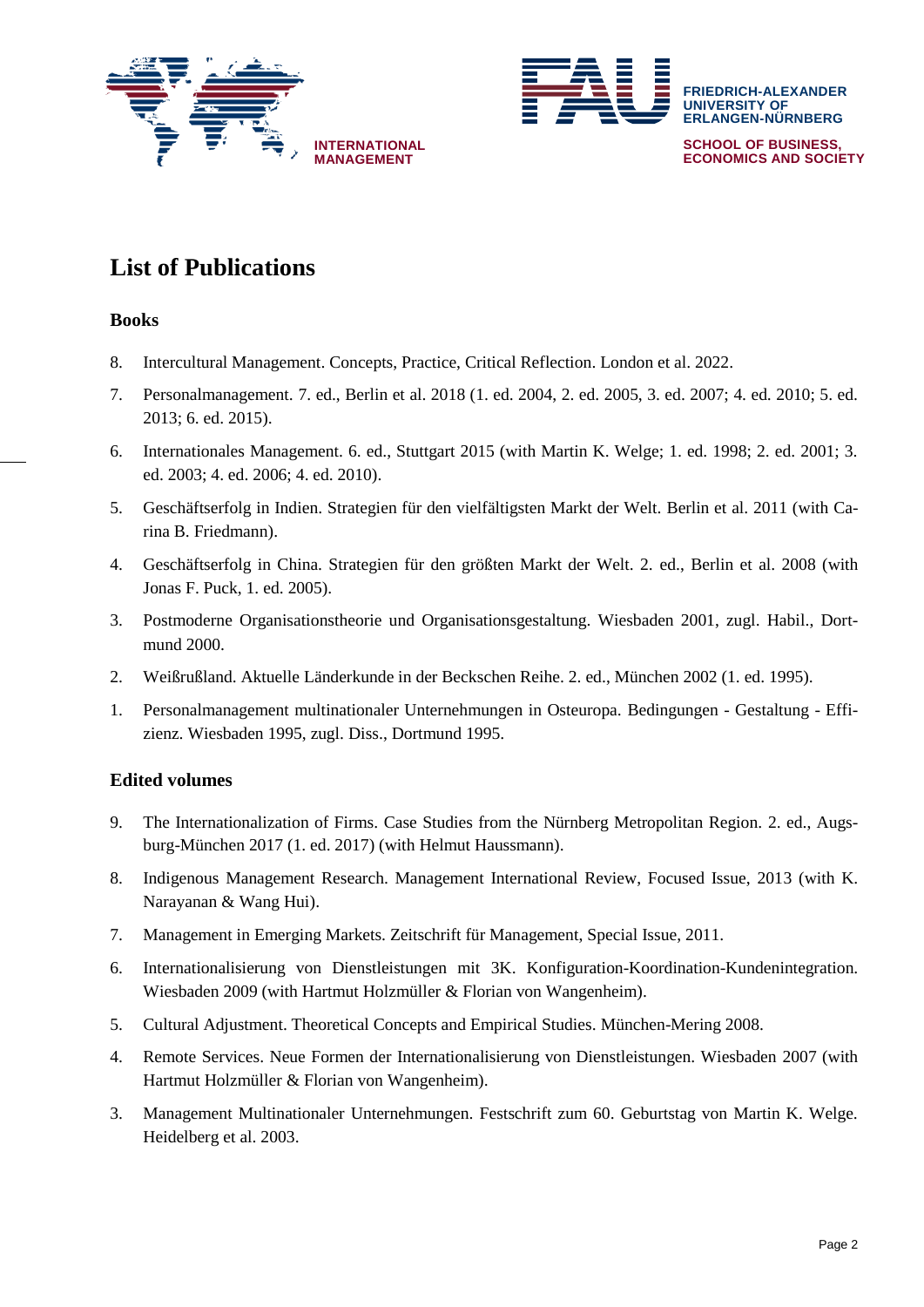# List of Publications

## Books

8. Intercultural Management. Concepts, Practice, Critical Reflection. London et al. 2022.
7. Personalmanagement. 7. ed., Berlin et al. 2018 (1. ed. 2004, 2. ed. 2005, 3. ed. 2007; 4. ed. 2010; 5. ed. 2013; 6. ed. 2015).
6. Internationales Management. 6. ed., Stuttgart 2015 (with Martin K. Welge; 1. ed. 1998; 2. ed. 2001; 3. ed. 2003; 4. ed. 2006; 4. ed. 2010).
5. Geschäftserfolg in Indien. Strategien für den vielfältigsten Markt der Welt. Berlin et al. 2011 (with Carina B. Friedmann).
4. Geschäftserfolg in China. Strategien für den größten Markt der Welt. 2. ed., Berlin et al. 2008 (with Jonas F. Puck, 1. ed. 2005).
3. Postmoderne Organisationstheorie und Organisationsgestaltung. Wiesbaden 2001, zugl. Habil., Dortmund 2000.
2. Weißrußland. Aktuelle Länderkunde in der Beckschen Reihe. 2. ed., München 2002 (1. ed. 1995).
1. Personalmanagement multinationaler Unternehmungen in Osteuropa. Bedingungen - Gestaltung - Effizienz. Wiesbaden 1995, zugl. Diss., Dortmund 1995.

## Edited volumes

9. The Internationalization of Firms. Case Studies from the Nürnberg Metropolitan Region. 2. ed., Augsburg-München 2017 (1. ed. 2017) (with Helmut Haussmann).
8. Indigenous Management Research. Management International Review, Focused Issue, 2013 (with K. Narayanan & Wang Hui).
7. Management in Emerging Markets. Zeitschrift für Management, Special Issue, 2011.
6. Internationalisierung von Dienstleistungen mit 3K. Konfiguration-Koordination-Kundenintegration. Wiesbaden 2009 (with Hartmut Holzmüller & Florian von Wangenheim).
5. Cultural Adjustment. Theoretical Concepts and Empirical Studies. München-Mering 2008.
4. Remote Services. Neue Formen der Internationalisierung von Dienstleistungen. Wiesbaden 2007 (with Hartmut Holzmüller & Florian von Wangenheim).
3. Management Multinationaler Unternehmungen. Festschrift zum 60. Geburtstag von Martin K. Welge. Heidelberg et al. 2003.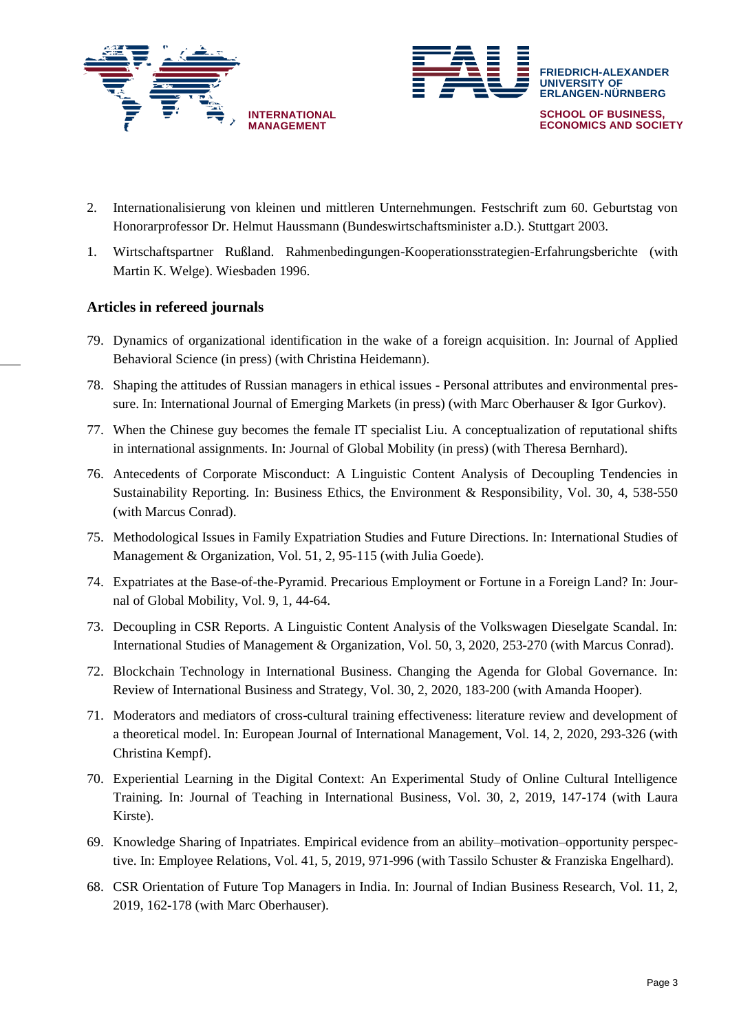2. Internationalisierung von kleinen und mittleren Unternehmungen. Festschrift zum 60. Geburtstag von Honorarprofessor Dr. Helmut Haussmann (Bundeswirtschaftsminister a.D.). Stuttgart 2003.

1. Wirtschaftspartner Rußland. Rahmenbedingungen-Kooperationsstrategien-Erfahrungsberichte (with Martin K. Welge). Wiesbaden 1996.

### Articles in refereed journals

79. Dynamics of organizational identification in the wake of a foreign acquisition. In: Journal of Applied Behavioral Science (in press) (with Christina Heidemann).

78. Shaping the attitudes of Russian managers in ethical issues - Personal attributes and environmental pressure. In: International Journal of Emerging Markets (in press) (with Marc Oberhauser & Igor Gurkov).

77. When the Chinese guy becomes the female IT specialist Liu. A conceptualization of reputational shifts in international assignments. In: Journal of Global Mobility (in press) (with Theresa Bernhard).

76. Antecedents of Corporate Misconduct: A Linguistic Content Analysis of Decoupling Tendencies in Sustainability Reporting. In: Business Ethics, the Environment & Responsibility, Vol. 30, 4, 538-550 (with Marcus Conrad).

75. Methodological Issues in Family Expatriation Studies and Future Directions. In: International Studies of Management & Organization, Vol. 51, 2, 95-115 (with Julia Goede).

74. Expatriates at the Base-of-the-Pyramid. Precarious Employment or Fortune in a Foreign Land? In: Journal of Global Mobility, Vol. 9, 1, 44-64.

73. Decoupling in CSR Reports. A Linguistic Content Analysis of the Volkswagen Dieselgate Scandal. In: International Studies of Management & Organization, Vol. 50, 3, 2020, 253-270 (with Marcus Conrad).

72. Blockchain Technology in International Business. Changing the Agenda for Global Governance. In: Review of International Business and Strategy, Vol. 30, 2, 2020, 183-200 (with Amanda Hooper).

71. Moderators and mediators of cross-cultural training effectiveness: literature review and development of a theoretical model. In: European Journal of International Management, Vol. 14, 2, 2020, 293-326 (with Christina Kempf).

70. Experiential Learning in the Digital Context: An Experimental Study of Online Cultural Intelligence Training. In: Journal of Teaching in International Business, Vol. 30, 2, 2019, 147-174 (with Laura Kirste).

69. Knowledge Sharing of Inpatriates. Empirical evidence from an ability–motivation–opportunity perspective. In: Employee Relations, Vol. 41, 5, 2019, 971-996 (with Tassilo Schuster & Franziska Engelhard).

68. CSR Orientation of Future Top Managers in India. In: Journal of Indian Business Research, Vol. 11, 2, 2019, 162-178 (with Marc Oberhauser).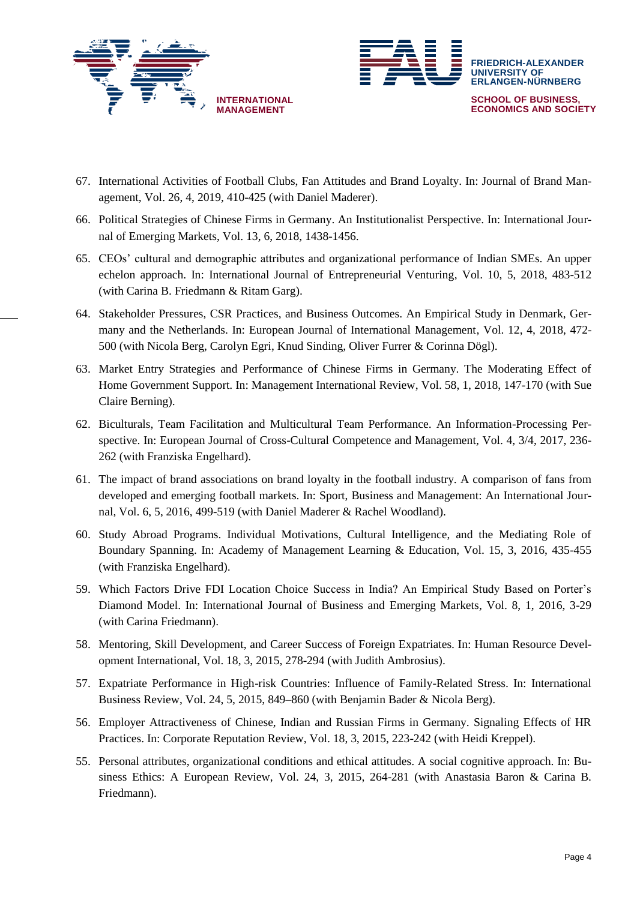67. International Activities of Football Clubs, Fan Attitudes and Brand Loyalty. In: Journal of Brand Management, Vol. 26, 4, 2019, 410-425 (with Daniel Maderer).
66. Political Strategies of Chinese Firms in Germany. An Institutionalist Perspective. In: International Journal of Emerging Markets, Vol. 13, 6, 2018, 1438-1456.
65. CEOs' cultural and demographic attributes and organizational performance of Indian SMEs. An upper echelon approach. In: International Journal of Entrepreneurial Venturing, Vol. 10, 5, 2018, 483-512 (with Carina B. Friedmann & Ritam Garg).
64. Stakeholder Pressures, CSR Practices, and Business Outcomes. An Empirical Study in Denmark, Germany and the Netherlands. In: European Journal of International Management, Vol. 12, 4, 2018, 472-500 (with Nicola Berg, Carolyn Egri, Knud Sinding, Oliver Furrer & Corinna Dögl).
63. Market Entry Strategies and Performance of Chinese Firms in Germany. The Moderating Effect of Home Government Support. In: Management International Review, Vol. 58, 1, 2018, 147-170 (with Sue Claire Berning).
62. Biculturals, Team Facilitation and Multicultural Team Performance. An Information-Processing Perspective. In: European Journal of Cross-Cultural Competence and Management, Vol. 4, 3/4, 2017, 236-262 (with Franziska Engelhard).
61. The impact of brand associations on brand loyalty in the football industry. A comparison of fans from developed and emerging football markets. In: Sport, Business and Management: An International Journal, Vol. 6, 5, 2016, 499-519 (with Daniel Maderer & Rachel Woodland).
60. Study Abroad Programs. Individual Motivations, Cultural Intelligence, and the Mediating Role of Boundary Spanning. In: Academy of Management Learning & Education, Vol. 15, 3, 2016, 435-455 (with Franziska Engelhard).
59. Which Factors Drive FDI Location Choice Success in India? An Empirical Study Based on Porter's Diamond Model. In: International Journal of Business and Emerging Markets, Vol. 8, 1, 2016, 3-29 (with Carina Friedmann).
58. Mentoring, Skill Development, and Career Success of Foreign Expatriates. In: Human Resource Development International, Vol. 18, 3, 2015, 278-294 (with Judith Ambrosius).
57. Expatriate Performance in High-risk Countries: Influence of Family-Related Stress. In: International Business Review, Vol. 24, 5, 2015, 849–860 (with Benjamin Bader & Nicola Berg).
56. Employer Attractiveness of Chinese, Indian and Russian Firms in Germany. Signaling Effects of HR Practices. In: Corporate Reputation Review, Vol. 18, 3, 2015, 223-242 (with Heidi Kreppel).
55. Personal attributes, organizational conditions and ethical attitudes. A social cognitive approach. In: Business Ethics: A European Review, Vol. 24, 3, 2015, 264-281 (with Anastasia Baron & Carina B. Friedmann).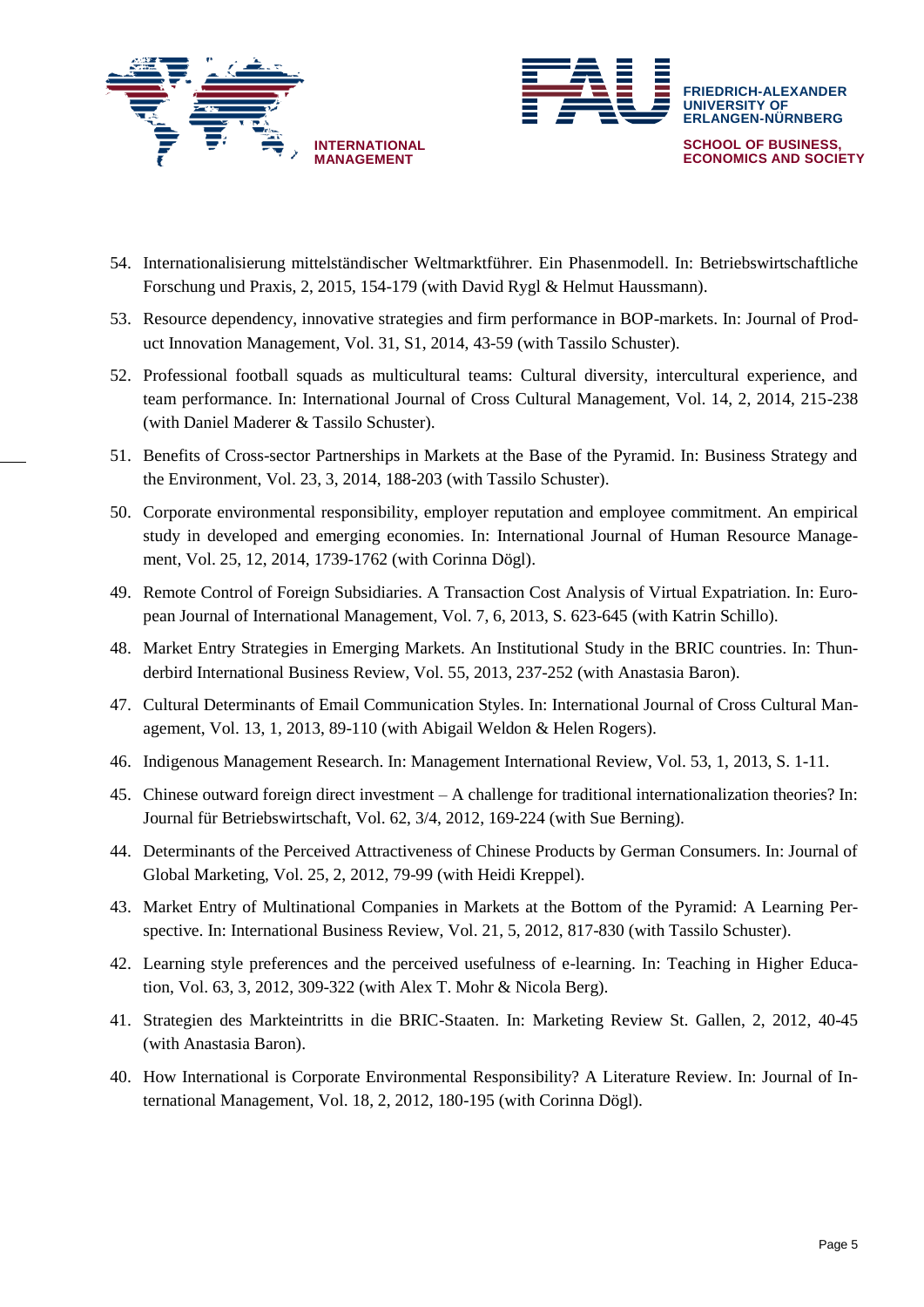54. Internationalisierung mittelständischer Weltmarktführer. Ein Phasenmodell. In: Betriebswirtschaftliche Forschung und Praxis, 2, 2015, 154-179 (with David Rygl & Helmut Haussmann).
53. Resource dependency, innovative strategies and firm performance in BOP-markets. In: Journal of Product Innovation Management, Vol. 31, S1, 2014, 43-59 (with Tassilo Schuster).
52. Professional football squads as multicultural teams: Cultural diversity, intercultural experience, and team performance. In: International Journal of Cross Cultural Management, Vol. 14, 2, 2014, 215-238 (with Daniel Maderer & Tassilo Schuster).
51. Benefits of Cross-sector Partnerships in Markets at the Base of the Pyramid. In: Business Strategy and the Environment, Vol. 23, 3, 2014, 188-203 (with Tassilo Schuster).
50. Corporate environmental responsibility, employer reputation and employee commitment. An empirical study in developed and emerging economies. In: International Journal of Human Resource Management, Vol. 25, 12, 2014, 1739-1762 (with Corinna Dögl).
49. Remote Control of Foreign Subsidiaries. A Transaction Cost Analysis of Virtual Expatriation. In: European Journal of International Management, Vol. 7, 6, 2013, S. 623-645 (with Katrin Schillo).
48. Market Entry Strategies in Emerging Markets. An Institutional Study in the BRIC countries. In: Thunderbird International Business Review, Vol. 55, 2013, 237-252 (with Anastasia Baron).
47. Cultural Determinants of Email Communication Styles. In: International Journal of Cross Cultural Management, Vol. 13, 1, 2013, 89-110 (with Abigail Weldon & Helen Rogers).
46. Indigenous Management Research. In: Management International Review, Vol. 53, 1, 2013, S. 1-11.
45. Chinese outward foreign direct investment – A challenge for traditional internationalization theories? In: Journal für Betriebswirtschaft, Vol. 62, 3/4, 2012, 169-224 (with Sue Berning).
44. Determinants of the Perceived Attractiveness of Chinese Products by German Consumers. In: Journal of Global Marketing, Vol. 25, 2, 2012, 79-99 (with Heidi Kreppel).
43. Market Entry of Multinational Companies in Markets at the Bottom of the Pyramid: A Learning Perspective. In: International Business Review, Vol. 21, 5, 2012, 817-830 (with Tassilo Schuster).
42. Learning style preferences and the perceived usefulness of e-learning. In: Teaching in Higher Education, Vol. 63, 3, 2012, 309-322 (with Alex T. Mohr & Nicola Berg).
41. Strategien des Markteintritts in die BRIC-Staaten. In: Marketing Review St. Gallen, 2, 2012, 40-45 (with Anastasia Baron).
40. How International is Corporate Environmental Responsibility? A Literature Review. In: Journal of International Management, Vol. 18, 2, 2012, 180-195 (with Corinna Dögl).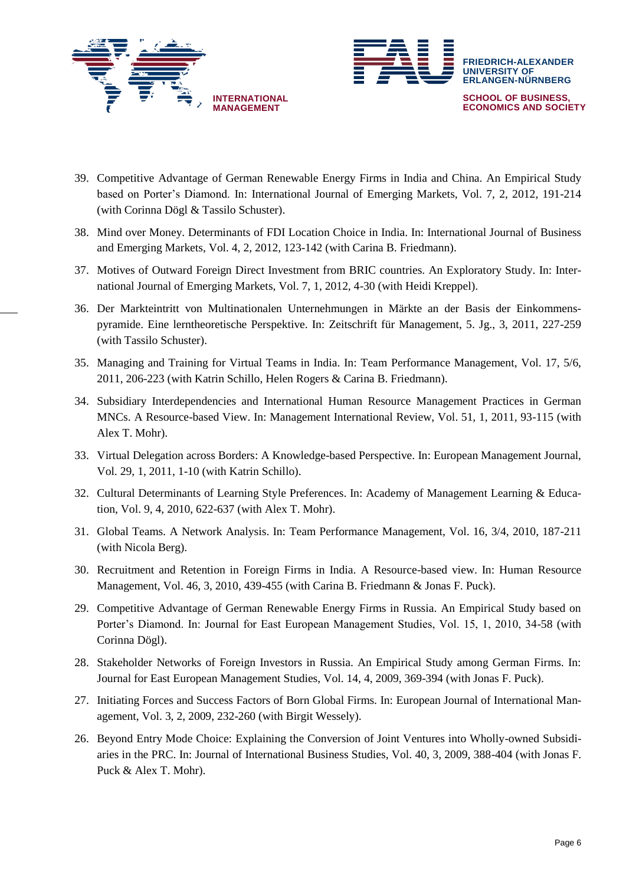39. Competitive Advantage of German Renewable Energy Firms in India and China. An Empirical Study based on Porter's Diamond. In: International Journal of Emerging Markets, Vol. 7, 2, 2012, 191-214 (with Corinna Dögl & Tassilo Schuster).

38. Mind over Money. Determinants of FDI Location Choice in India. In: International Journal of Business and Emerging Markets, Vol. 4, 2, 2012, 123-142 (with Carina B. Friedmann).

37. Motives of Outward Foreign Direct Investment from BRIC countries. An Exploratory Study. In: International Journal of Emerging Markets, Vol. 7, 1, 2012, 4-30 (with Heidi Kreppel).

36. Der Markteintritt von Multinationalen Unternehmungen in Märkte an der Basis der Einkommenspyramide. Eine lerntheoretische Perspektive. In: Zeitschrift für Management, 5. Jg., 3, 2011, 227-259 (with Tassilo Schuster).

35. Managing and Training for Virtual Teams in India. In: Team Performance Management, Vol. 17, 5/6, 2011, 206-223 (with Katrin Schillo, Helen Rogers & Carina B. Friedmann).

34. Subsidiary Interdependencies and International Human Resource Management Practices in German MNCs. A Resource-based View. In: Management International Review, Vol. 51, 1, 2011, 93-115 (with Alex T. Mohr).

33. Virtual Delegation across Borders: A Knowledge-based Perspective. In: European Management Journal, Vol. 29, 1, 2011, 1-10 (with Katrin Schillo).

32. Cultural Determinants of Learning Style Preferences. In: Academy of Management Learning & Education, Vol. 9, 4, 2010, 622-637 (with Alex T. Mohr).

31. Global Teams. A Network Analysis. In: Team Performance Management, Vol. 16, 3/4, 2010, 187-211 (with Nicola Berg).

30. Recruitment and Retention in Foreign Firms in India. A Resource-based view. In: Human Resource Management, Vol. 46, 3, 2010, 439-455 (with Carina B. Friedmann & Jonas F. Puck).

29. Competitive Advantage of German Renewable Energy Firms in Russia. An Empirical Study based on Porter's Diamond. In: Journal for East European Management Studies, Vol. 15, 1, 2010, 34-58 (with Corinna Dögl).

28. Stakeholder Networks of Foreign Investors in Russia. An Empirical Study among German Firms. In: Journal for East European Management Studies, Vol. 14, 4, 2009, 369-394 (with Jonas F. Puck).

27. Initiating Forces and Success Factors of Born Global Firms. In: European Journal of International Management, Vol. 3, 2, 2009, 232-260 (with Birgit Wessely).

26. Beyond Entry Mode Choice: Explaining the Conversion of Joint Ventures into Wholly-owned Subsidiaries in the PRC. In: Journal of International Business Studies, Vol. 40, 3, 2009, 388-404 (with Jonas F. Puck & Alex T. Mohr).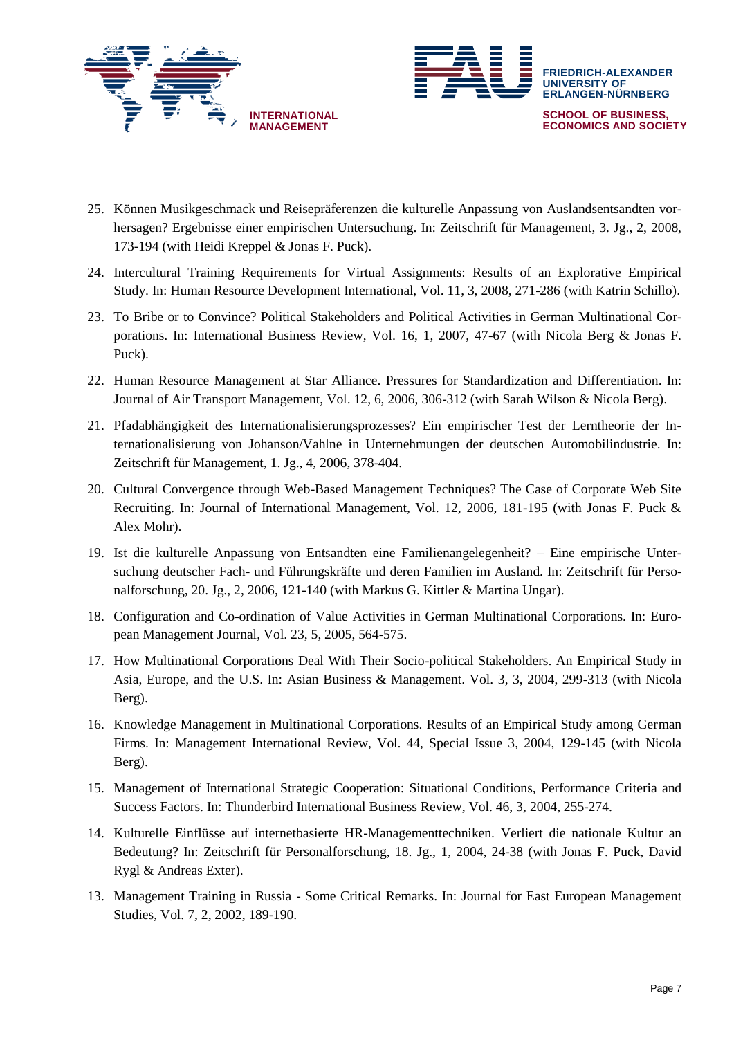25. Können Musikgeschmack und Reisepräferenzen die kulturelle Anpassung von Auslandsentsandten vorhersagen? Ergebnisse einer empirischen Untersuchung. In: Zeitschrift für Management, 3. Jg., 2, 2008, 173-194 (with Heidi Kreppel & Jonas F. Puck).

24. Intercultural Training Requirements for Virtual Assignments: Results of an Explorative Empirical Study. In: Human Resource Development International, Vol. 11, 3, 2008, 271-286 (with Katrin Schillo).

23. To Bribe or to Convince? Political Stakeholders and Political Activities in German Multinational Corporations. In: International Business Review, Vol. 16, 1, 2007, 47-67 (with Nicola Berg & Jonas F. Puck).

22. Human Resource Management at Star Alliance. Pressures for Standardization and Differentiation. In: Journal of Air Transport Management, Vol. 12, 6, 2006, 306-312 (with Sarah Wilson & Nicola Berg).

21. Pfadabhängigkeit des Internationalisierungsprozesses? Ein empirischer Test der Lerntheorie der Internationalisierung von Johanson/Vahlne in Unternehmungen der deutschen Automobilindustrie. In: Zeitschrift für Management, 1. Jg., 4, 2006, 378-404.

20. Cultural Convergence through Web-Based Management Techniques? The Case of Corporate Web Site Recruiting. In: Journal of International Management, Vol. 12, 2006, 181-195 (with Jonas F. Puck & Alex Mohr).

19. Ist die kulturelle Anpassung von Entsandten eine Familienangelegenheit? – Eine empirische Untersuchung deutscher Fach- und Führungskräfte und deren Familien im Ausland. In: Zeitschrift für Personalforschung, 20. Jg., 2, 2006, 121-140 (with Markus G. Kittler & Martina Ungar).

18. Configuration and Co-ordination of Value Activities in German Multinational Corporations. In: European Management Journal, Vol. 23, 5, 2005, 564-575.

17. How Multinational Corporations Deal With Their Socio-political Stakeholders. An Empirical Study in Asia, Europe, and the U.S. In: Asian Business & Management. Vol. 3, 3, 2004, 299-313 (with Nicola Berg).

16. Knowledge Management in Multinational Corporations. Results of an Empirical Study among German Firms. In: Management International Review, Vol. 44, Special Issue 3, 2004, 129-145 (with Nicola Berg).

15. Management of International Strategic Cooperation: Situational Conditions, Performance Criteria and Success Factors. In: Thunderbird International Business Review, Vol. 46, 3, 2004, 255-274.

14. Kulturelle Einflüsse auf internetbasierte HR-Managementtechniken. Verliert die nationale Kultur an Bedeutung? In: Zeitschrift für Personalforschung, 18. Jg., 1, 2004, 24-38 (with Jonas F. Puck, David Rygl & Andreas Exter).

13. Management Training in Russia - Some Critical Remarks. In: Journal for East European Management Studies, Vol. 7, 2, 2002, 189-190.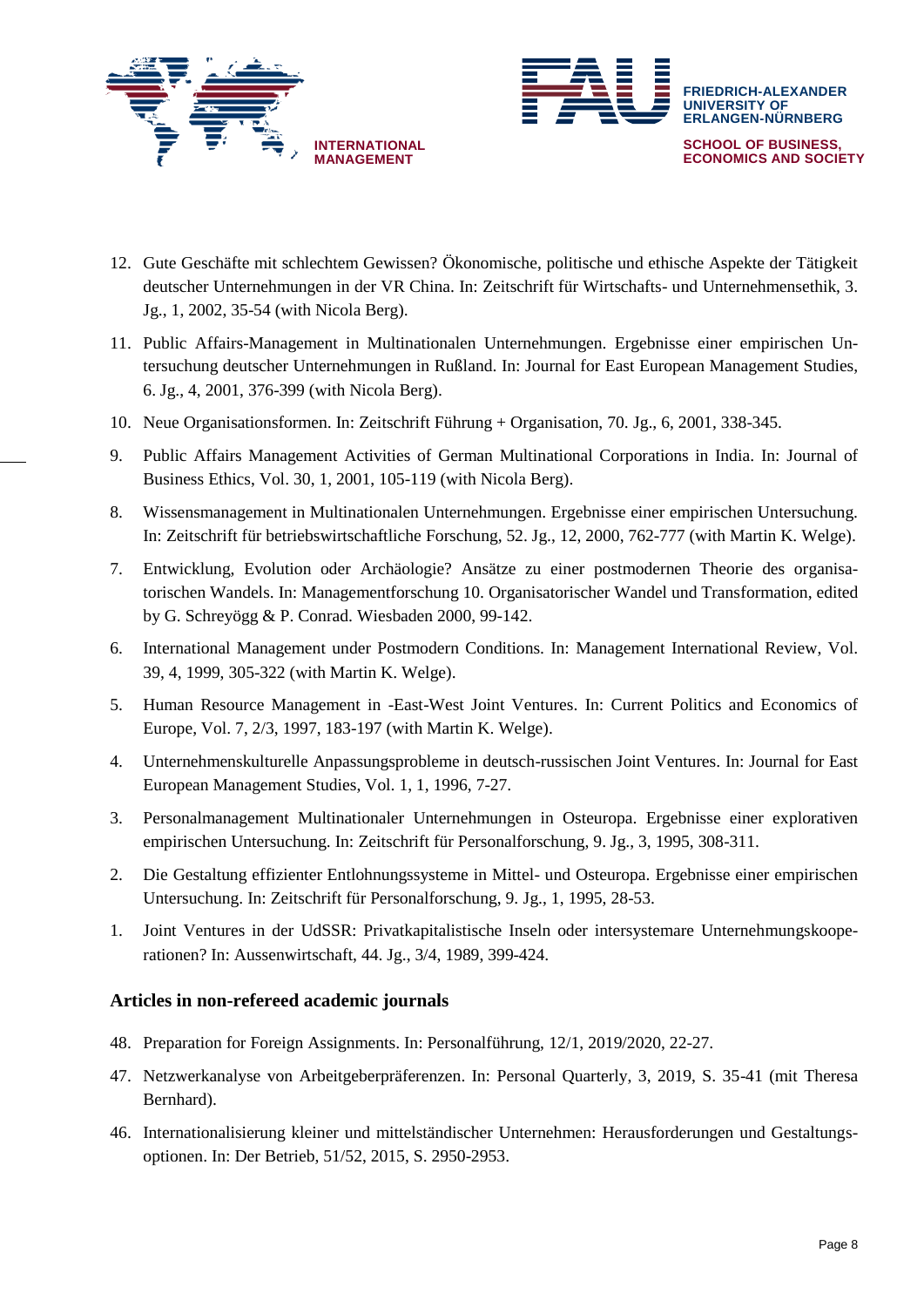12. Gute Geschäfte mit schlechtem Gewissen? Ökonomische, politische und ethische Aspekte der Tätigkeit deutscher Unternehmungen in der VR China. In: Zeitschrift für Wirtschafts- und Unternehmensethik, 3. Jg., 1, 2002, 35-54 (with Nicola Berg).

11. Public Affairs-Management in Multinationalen Unternehmungen. Ergebnisse einer empirischen Untersuchung deutscher Unternehmungen in Rußland. In: Journal for East European Management Studies, 6. Jg., 4, 2001, 376-399 (with Nicola Berg).

10. Neue Organisationsformen. In: Zeitschrift Führung + Organisation, 70. Jg., 6, 2001, 338-345.

9. Public Affairs Management Activities of German Multinational Corporations in India. In: Journal of Business Ethics, Vol. 30, 1, 2001, 105-119 (with Nicola Berg).

8. Wissensmanagement in Multinationalen Unternehmungen. Ergebnisse einer empirischen Untersuchung. In: Zeitschrift für betriebswirtschaftliche Forschung, 52. Jg., 12, 2000, 762-777 (with Martin K. Welge).

7. Entwicklung, Evolution oder Archäologie? Ansätze zu einer postmodernen Theorie des organisatorischen Wandels. In: Managementforschung 10. Organisatorischer Wandel und Transformation, edited by G. Schreyögg & P. Conrad. Wiesbaden 2000, 99-142.

6. International Management under Postmodern Conditions. In: Management International Review, Vol. 39, 4, 1999, 305-322 (with Martin K. Welge).

5. Human Resource Management in -East-West Joint Ventures. In: Current Politics and Economics of Europe, Vol. 7, 2/3, 1997, 183-197 (with Martin K. Welge).

4. Unternehmenskulturelle Anpassungsprobleme in deutsch-russischen Joint Ventures. In: Journal for East European Management Studies, Vol. 1, 1, 1996, 7-27.

3. Personalmanagement Multinationaler Unternehmungen in Osteuropa. Ergebnisse einer explorativen empirischen Untersuchung. In: Zeitschrift für Personalforschung, 9. Jg., 3, 1995, 308-311.

2. Die Gestaltung effizienter Entlohnungssysteme in Mittel- und Osteuropa. Ergebnisse einer empirischen Untersuchung. In: Zeitschrift für Personalforschung, 9. Jg., 1, 1995, 28-53.

1. Joint Ventures in der UdSSR: Privatkapitalistische Inseln oder intersystemare Unternehmungskooperationen? In: Aussenwirtschaft, 44. Jg., 3/4, 1989, 399-424.

### Articles in non-refereed academic journals

48. Preparation for Foreign Assignments. In: Personalführung, 12/1, 2019/2020, 22-27.

47. Netzwerkanalyse von Arbeitgeberpräferenzen. In: Personal Quarterly, 3, 2019, S. 35-41 (mit Theresa Bernhard).

46. Internationalisierung kleiner und mittelständischer Unternehmen: Herausforderungen und Gestaltungsoptionen. In: Der Betrieb, 51/52, 2015, S. 2950-2953.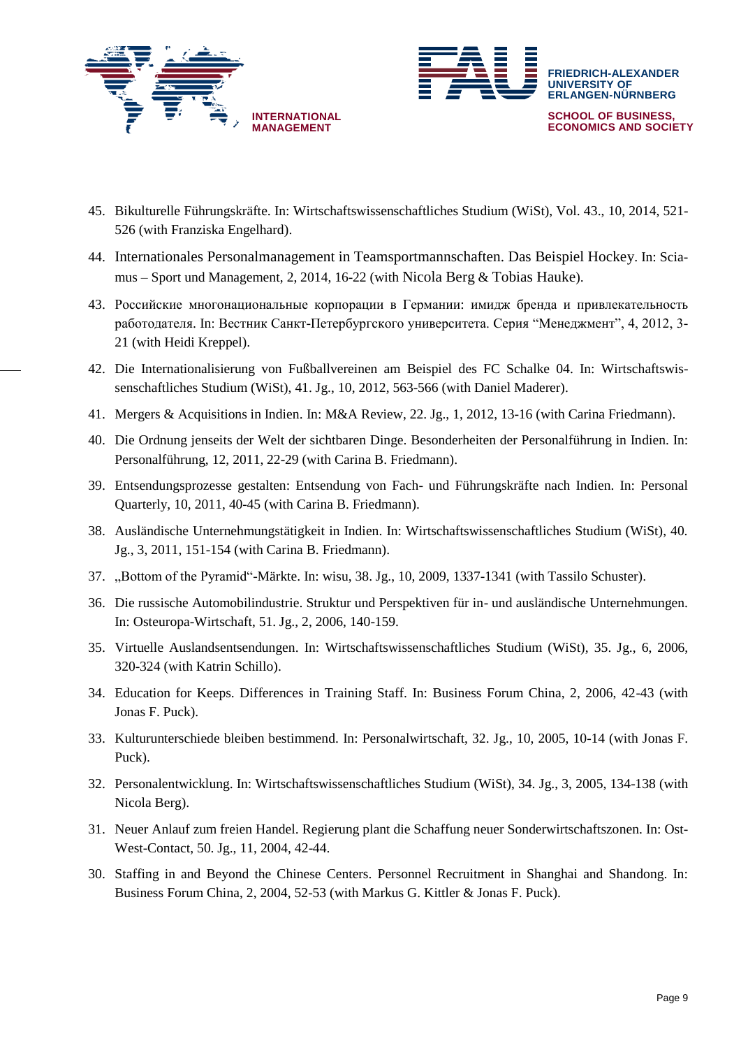45. Bikulturelle Führungskräfte. In: Wirtschaftswissenschaftliches Studium (WiSt), Vol. 43., 10, 2014, 521-526 (with Franziska Engelhard).

44. Internationales Personalmanagement in Teamsportmannschaften. Das Beispiel Hockey. In: Sciamus – Sport und Management, 2, 2014, 16-22 (with Nicola Berg & Tobias Hauke).

43. Российские многонациональные корпорации в Германии: имидж бренда и привлекательность работодателя. In: Вестник Санкт-Петербургского университета. Серия “Менеджмент”, 4, 2012, 3-21 (with Heidi Kreppel).

42. Die Internationalisierung von Fußballvereinen am Beispiel des FC Schalke 04. In: Wirtschaftswissenschaftliches Studium (WiSt), 41. Jg., 10, 2012, 563-566 (with Daniel Maderer).

41. Mergers & Acquisitions in Indien. In: M&A Review, 22. Jg., 1, 2012, 13-16 (with Carina Friedmann).

40. Die Ordnung jenseits der Welt der sichtbaren Dinge. Besonderheiten der Personalführung in Indien. In: Personalführung, 12, 2011, 22-29 (with Carina B. Friedmann).

39. Entsendungsprozesse gestalten: Entsendung von Fach- und Führungskräfte nach Indien. In: Personal Quarterly, 10, 2011, 40-45 (with Carina B. Friedmann).

38. Ausländische Unternehmungstätigkeit in Indien. In: Wirtschaftswissenschaftliches Studium (WiSt), 40. Jg., 3, 2011, 151-154 (with Carina B. Friedmann).

37. „Bottom of the Pyramid“-Märkte. In: wisu, 38. Jg., 10, 2009, 1337-1341 (with Tassilo Schuster).

36. Die russische Automobilindustrie. Struktur und Perspektiven für in- und ausländische Unternehmungen. In: Osteuropa-Wirtschaft, 51. Jg., 2, 2006, 140-159.

35. Virtuelle Auslandsentsendungen. In: Wirtschaftswissenschaftliches Studium (WiSt), 35. Jg., 6, 2006, 320-324 (with Katrin Schillo).

34. Education for Keeps. Differences in Training Staff. In: Business Forum China, 2, 2006, 42-43 (with Jonas F. Puck).

33. Kulturunterschiede bleiben bestimmend. In: Personalwirtschaft, 32. Jg., 10, 2005, 10-14 (with Jonas F. Puck).

32. Personalentwicklung. In: Wirtschaftswissenschaftliches Studium (WiSt), 34. Jg., 3, 2005, 134-138 (with Nicola Berg).

31. Neuer Anlauf zum freien Handel. Regierung plant die Schaffung neuer Sonderwirtschaftszonen. In: Ost-West-Contact, 50. Jg., 11, 2004, 42-44.

30. Staffing in and Beyond the Chinese Centers. Personnel Recruitment in Shanghai and Shandong. In: Business Forum China, 2, 2004, 52-53 (with Markus G. Kittler & Jonas F. Puck).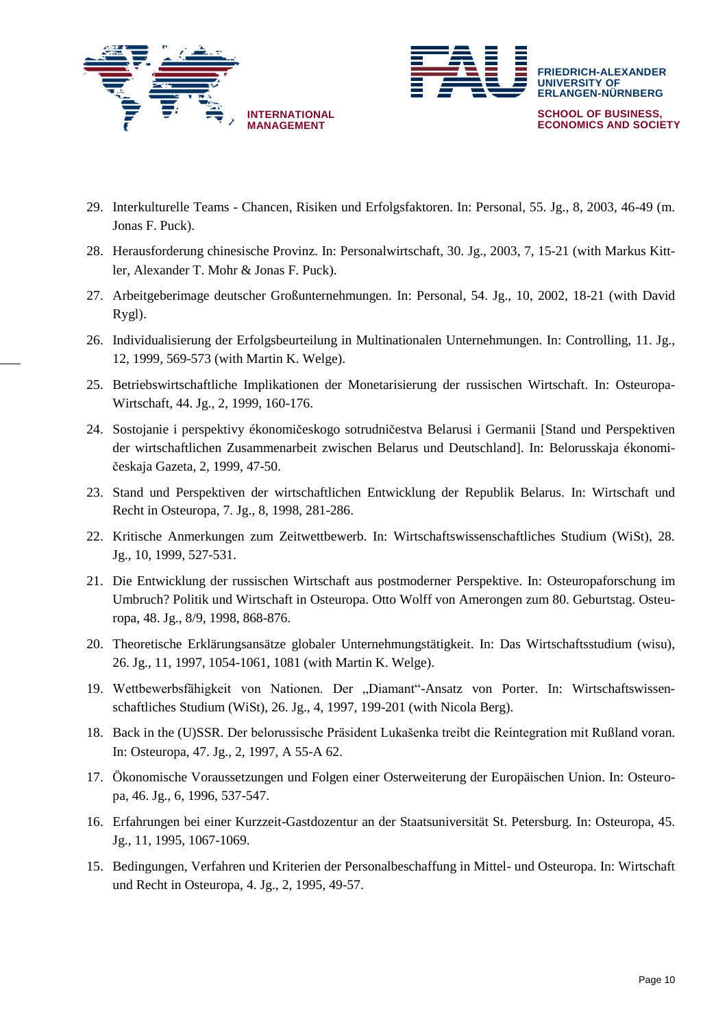29. Interkulturelle Teams - Chancen, Risiken und Erfolgsfaktoren. In: Personal, 55. Jg., 8, 2003, 46-49 (m. Jonas F. Puck).
28. Herausforderung chinesische Provinz. In: Personalwirtschaft, 30. Jg., 2003, 7, 15-21 (with Markus Kittler, Alexander T. Mohr & Jonas F. Puck).
27. Arbeitgeberimage deutscher Großunternehmungen. In: Personal, 54. Jg., 10, 2002, 18-21 (with David Rygl).
26. Individualisierung der Erfolgsbeurteilung in Multinationalen Unternehmungen. In: Controlling, 11. Jg., 12, 1999, 569-573 (with Martin K. Welge).
25. Betriebswirtschaftliche Implikationen der Monetarisierung der russischen Wirtschaft. In: Osteuropa-Wirtschaft, 44. Jg., 2, 1999, 160-176.
24. Sostojanie i perspektivy ėkonomičeskogo sotrudničestva Belarusi i Germanii [Stand und Perspektiven der wirtschaftlichen Zusammenarbeit zwischen Belarus und Deutschland]. In: Belorusskaja ėkonomičeskaja Gazeta, 2, 1999, 47-50.
23. Stand und Perspektiven der wirtschaftlichen Entwicklung der Republik Belarus. In: Wirtschaft und Recht in Osteuropa, 7. Jg., 8, 1998, 281-286.
22. Kritische Anmerkungen zum Zeitwettbewerb. In: Wirtschaftswissenschaftliches Studium (WiSt), 28. Jg., 10, 1999, 527-531.
21. Die Entwicklung der russischen Wirtschaft aus postmoderner Perspektive. In: Osteuropaforschung im Umbruch? Politik und Wirtschaft in Osteuropa. Otto Wolff von Amerongen zum 80. Geburtstag. Osteuropa, 48. Jg., 8/9, 1998, 868-876.
20. Theoretische Erklärungsansätze globaler Unternehmungstätigkeit. In: Das Wirtschaftsstudium (wisu), 26. Jg., 11, 1997, 1054-1061, 1081 (with Martin K. Welge).
19. Wettbewerbsfähigkeit von Nationen. Der „Diamant"-Ansatz von Porter. In: Wirtschaftswissenschaftliches Studium (WiSt), 26. Jg., 4, 1997, 199-201 (with Nicola Berg).
18. Back in the (U)SSR. Der belorussische Präsident Lukašenka treibt die Reintegration mit Rußland voran. In: Osteuropa, 47. Jg., 2, 1997, A 55-A 62.
17. Ökonomische Voraussetzungen und Folgen einer Osterweiterung der Europäischen Union. In: Osteuropa, 46. Jg., 6, 1996, 537-547.
16. Erfahrungen bei einer Kurzzeit-Gastdozentur an der Staatsuniversität St. Petersburg. In: Osteuropa, 45. Jg., 11, 1995, 1067-1069.
15. Bedingungen, Verfahren und Kriterien der Personalbeschaffung in Mittel- und Osteuropa. In: Wirtschaft und Recht in Osteuropa, 4. Jg., 2, 1995, 49-57.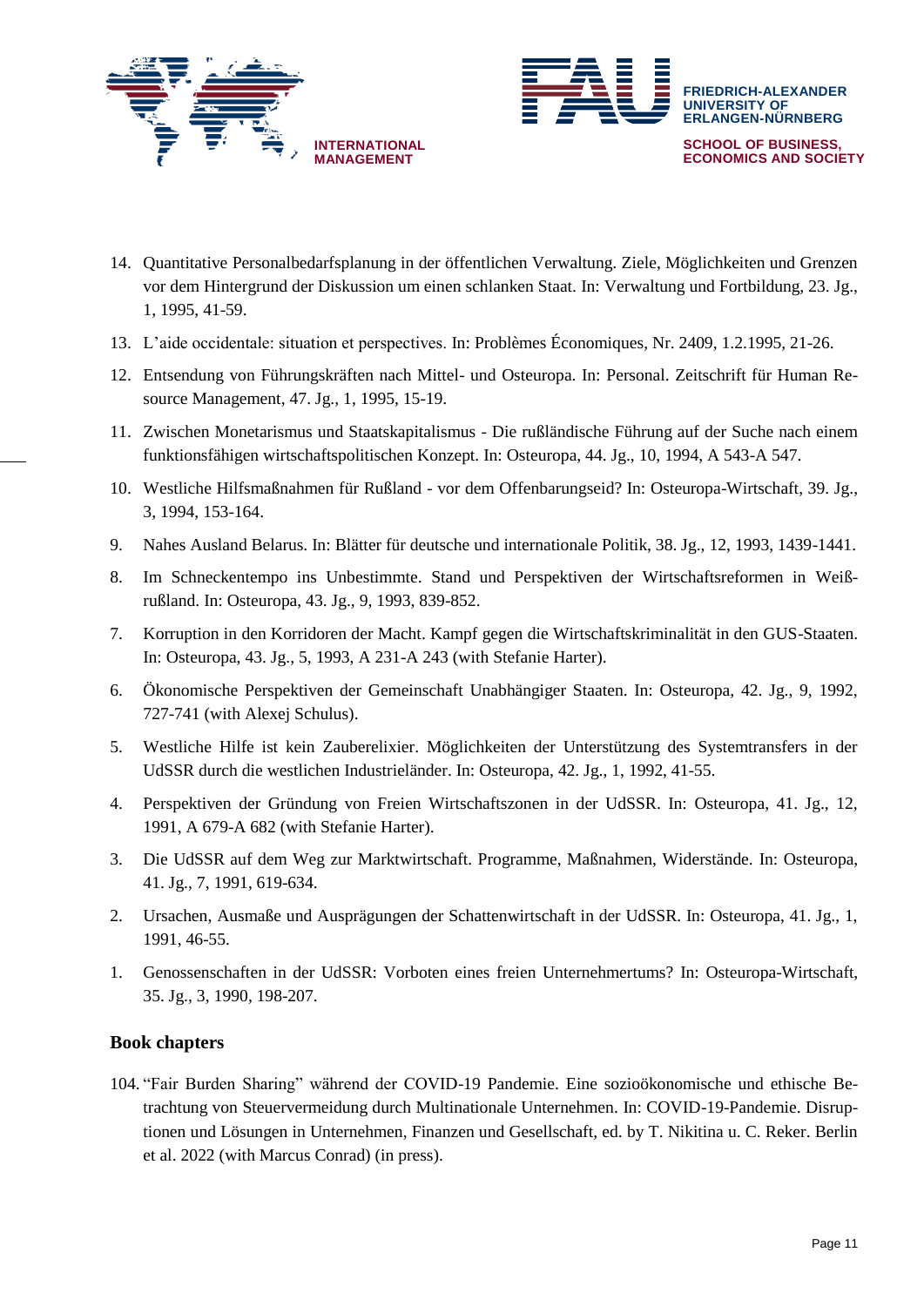14. Quantitative Personalbedarfsplanung in der öffentlichen Verwaltung. Ziele, Möglichkeiten und Grenzen vor dem Hintergrund der Diskussion um einen schlanken Staat. In: Verwaltung und Fortbildung, 23. Jg., 1, 1995, 41-59.

13. L'aide occidentale: situation et perspectives. In: Problèmes Économiques, Nr. 2409, 1.2.1995, 21-26.

12. Entsendung von Führungskräften nach Mittel- und Osteuropa. In: Personal. Zeitschrift für Human Resource Management, 47. Jg., 1, 1995, 15-19.

11. Zwischen Monetarismus und Staatskapitalismus - Die rußländische Führung auf der Suche nach einem funktionsfähigen wirtschaftspolitischen Konzept. In: Osteuropa, 44. Jg., 10, 1994, A 543-A 547.

10. Westliche Hilfsmaßnahmen für Rußland - vor dem Offenbarungseid? In: Osteuropa-Wirtschaft, 39. Jg., 3, 1994, 153-164.

9. Nahes Ausland Belarus. In: Blätter für deutsche und internationale Politik, 38. Jg., 12, 1993, 1439-1441.

8. Im Schneckentempo ins Unbestimmte. Stand und Perspektiven der Wirtschaftsreformen in Weißrußland. In: Osteuropa, 43. Jg., 9, 1993, 839-852.

7. Korruption in den Korridoren der Macht. Kampf gegen die Wirtschaftskriminalität in den GUS-Staaten. In: Osteuropa, 43. Jg., 5, 1993, A 231-A 243 (with Stefanie Harter).

6. Ökonomische Perspektiven der Gemeinschaft Unabhängiger Staaten. In: Osteuropa, 42. Jg., 9, 1992, 727-741 (with Alexej Schulus).

5. Westliche Hilfe ist kein Zauberelixier. Möglichkeiten der Unterstützung des Systemtransfers in der UdSSR durch die westlichen Industrieländer. In: Osteuropa, 42. Jg., 1, 1992, 41-55.

4. Perspektiven der Gründung von Freien Wirtschaftszonen in der UdSSR. In: Osteuropa, 41. Jg., 12, 1991, A 679-A 682 (with Stefanie Harter).

3. Die UdSSR auf dem Weg zur Marktwirtschaft. Programme, Maßnahmen, Widerstände. In: Osteuropa, 41. Jg., 7, 1991, 619-634.

2. Ursachen, Ausmaße und Ausprägungen der Schattenwirtschaft in der UdSSR. In: Osteuropa, 41. Jg., 1, 1991, 46-55.

1. Genossenschaften in der UdSSR: Vorboten eines freien Unternehmertums? In: Osteuropa-Wirtschaft, 35. Jg., 3, 1990, 198-207.

### Book chapters

104. "Fair Burden Sharing" während der COVID-19 Pandemie. Eine sozioökonomische und ethische Betrachtung von Steuervermeidung durch Multinationale Unternehmen. In: COVID-19-Pandemie. Disruptionen und Lösungen in Unternehmen, Finanzen und Gesellschaft, ed. by T. Nikitina u. C. Reker. Berlin et al. 2022 (with Marcus Conrad) (in press).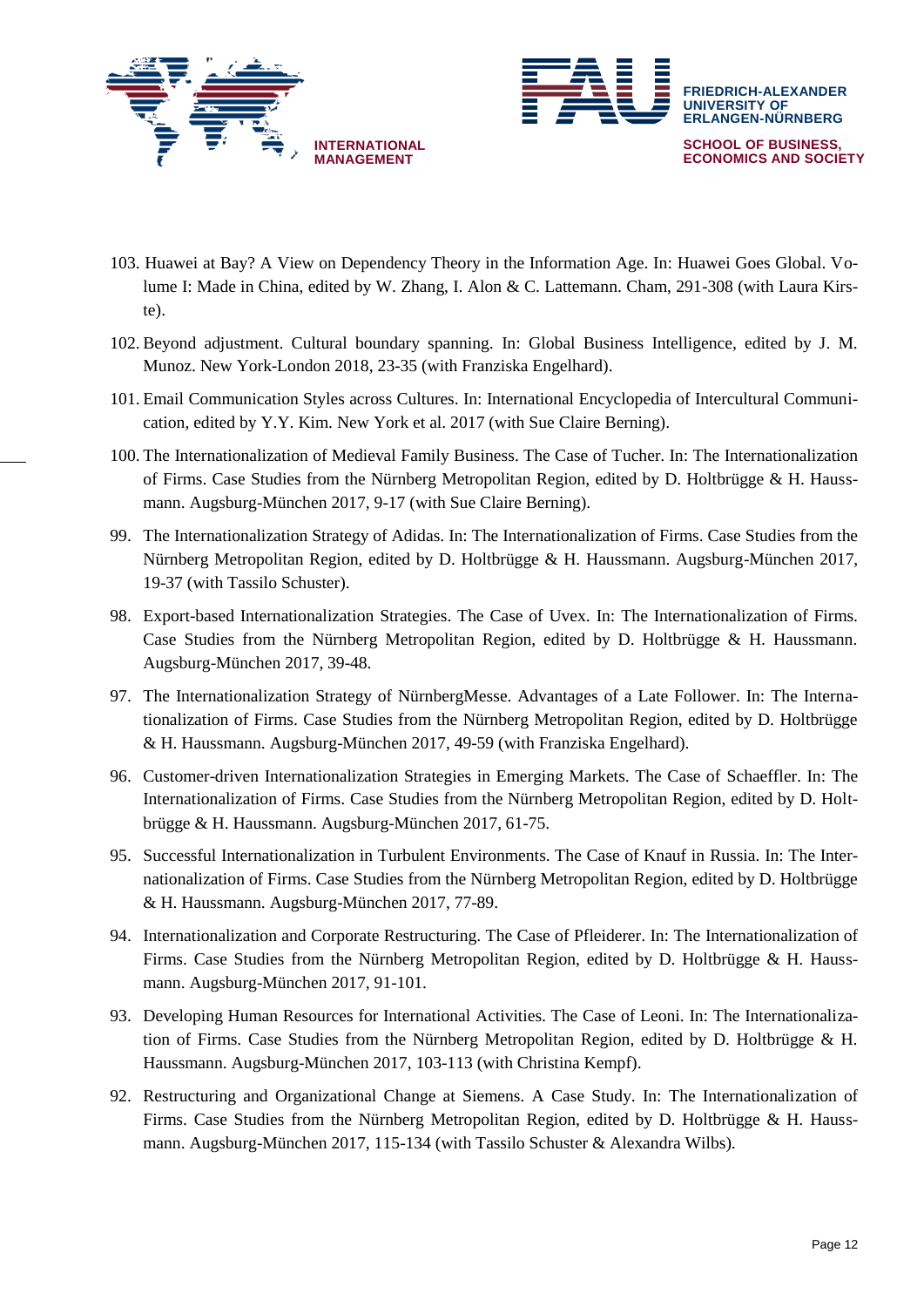103. Huawei at Bay? A View on Dependency Theory in the Information Age. In: Huawei Goes Global. Volume I: Made in China, edited by W. Zhang, I. Alon & C. Lattemann. Cham, 291-308 (with Laura Kirste).

102. Beyond adjustment. Cultural boundary spanning. In: Global Business Intelligence, edited by J. M. Munoz. New York-London 2018, 23-35 (with Franziska Engelhard).

101. Email Communication Styles across Cultures. In: International Encyclopedia of Intercultural Communication, edited by Y.Y. Kim. New York et al. 2017 (with Sue Claire Berning).

100. The Internationalization of Medieval Family Business. The Case of Tucher. In: The Internationalization of Firms. Case Studies from the Nürnberg Metropolitan Region, edited by D. Holtbrügge & H. Haussmann. Augsburg-München 2017, 9-17 (with Sue Claire Berning).

99. The Internationalization Strategy of Adidas. In: The Internationalization of Firms. Case Studies from the Nürnberg Metropolitan Region, edited by D. Holtbrügge & H. Haussmann. Augsburg-München 2017, 19-37 (with Tassilo Schuster).

98. Export-based Internationalization Strategies. The Case of Uvex. In: The Internationalization of Firms. Case Studies from the Nürnberg Metropolitan Region, edited by D. Holtbrügge & H. Haussmann. Augsburg-München 2017, 39-48.

97. The Internationalization Strategy of NürnbergMesse. Advantages of a Late Follower. In: The Internationalization of Firms. Case Studies from the Nürnberg Metropolitan Region, edited by D. Holtbrügge & H. Haussmann. Augsburg-München 2017, 49-59 (with Franziska Engelhard).

96. Customer-driven Internationalization Strategies in Emerging Markets. The Case of Schaeffler. In: The Internationalization of Firms. Case Studies from the Nürnberg Metropolitan Region, edited by D. Holtbrügge & H. Haussmann. Augsburg-München 2017, 61-75.

95. Successful Internationalization in Turbulent Environments. The Case of Knauf in Russia. In: The Internationalization of Firms. Case Studies from the Nürnberg Metropolitan Region, edited by D. Holtbrügge & H. Haussmann. Augsburg-München 2017, 77-89.

94. Internationalization and Corporate Restructuring. The Case of Pfleiderer. In: The Internationalization of Firms. Case Studies from the Nürnberg Metropolitan Region, edited by D. Holtbrügge & H. Haussmann. Augsburg-München 2017, 91-101.

93. Developing Human Resources for International Activities. The Case of Leoni. In: The Internationalization of Firms. Case Studies from the Nürnberg Metropolitan Region, edited by D. Holtbrügge & H. Haussmann. Augsburg-München 2017, 103-113 (with Christina Kempf).

92. Restructuring and Organizational Change at Siemens. A Case Study. In: The Internationalization of Firms. Case Studies from the Nürnberg Metropolitan Region, edited by D. Holtbrügge & H. Haussmann. Augsburg-München 2017, 115-134 (with Tassilo Schuster & Alexandra Wilbs).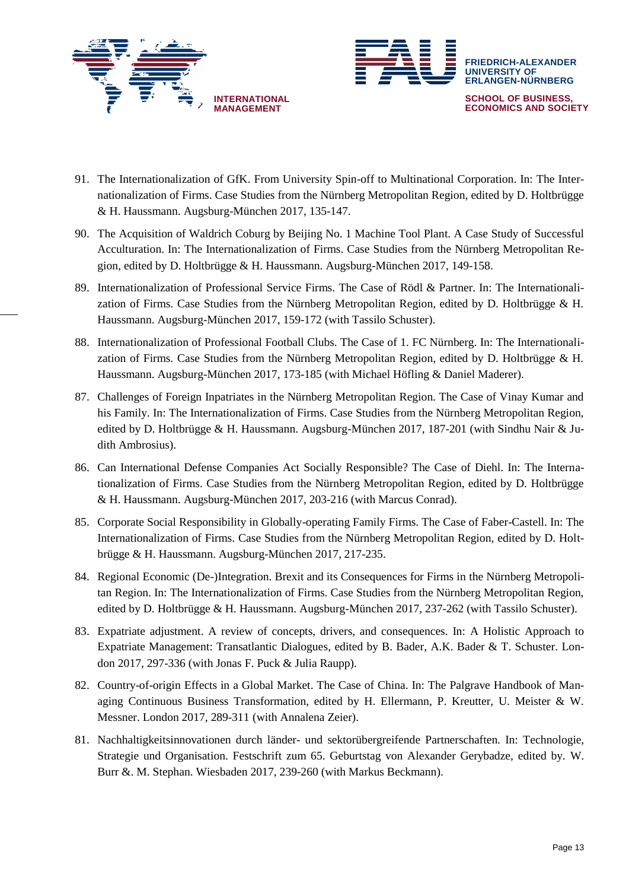91. The Internationalization of GfK. From University Spin-off to Multinational Corporation. In: The Internationalization of Firms. Case Studies from the Nürnberg Metropolitan Region, edited by D. Holtbrügge & H. Haussmann. Augsburg-München 2017, 135-147.

90. The Acquisition of Waldrich Coburg by Beijing No. 1 Machine Tool Plant. A Case Study of Successful Acculturation. In: The Internationalization of Firms. Case Studies from the Nürnberg Metropolitan Region, edited by D. Holtbrügge & H. Haussmann. Augsburg-München 2017, 149-158.

89. Internationalization of Professional Service Firms. The Case of Rödl & Partner. In: The Internationalization of Firms. Case Studies from the Nürnberg Metropolitan Region, edited by D. Holtbrügge & H. Haussmann. Augsburg-München 2017, 159-172 (with Tassilo Schuster).

88. Internationalization of Professional Football Clubs. The Case of 1. FC Nürnberg. In: The Internationalization of Firms. Case Studies from the Nürnberg Metropolitan Region, edited by D. Holtbrügge & H. Haussmann. Augsburg-München 2017, 173-185 (with Michael Höfling & Daniel Maderer).

87. Challenges of Foreign Inpatriates in the Nürnberg Metropolitan Region. The Case of Vinay Kumar and his Family. In: The Internationalization of Firms. Case Studies from the Nürnberg Metropolitan Region, edited by D. Holtbrügge & H. Haussmann. Augsburg-München 2017, 187-201 (with Sindhu Nair & Judith Ambrosius).

86. Can International Defense Companies Act Socially Responsible? The Case of Diehl. In: The Internationalization of Firms. Case Studies from the Nürnberg Metropolitan Region, edited by D. Holtbrügge & H. Haussmann. Augsburg-München 2017, 203-216 (with Marcus Conrad).

85. Corporate Social Responsibility in Globally-operating Family Firms. The Case of Faber-Castell. In: The Internationalization of Firms. Case Studies from the Nürnberg Metropolitan Region, edited by D. Holtbrügge & H. Haussmann. Augsburg-München 2017, 217-235.

84. Regional Economic (De-)Integration. Brexit and its Consequences for Firms in the Nürnberg Metropolitan Region. In: The Internationalization of Firms. Case Studies from the Nürnberg Metropolitan Region, edited by D. Holtbrügge & H. Haussmann. Augsburg-München 2017, 237-262 (with Tassilo Schuster).

83. Expatriate adjustment. A review of concepts, drivers, and consequences. In: A Holistic Approach to Expatriate Management: Transatlantic Dialogues, edited by B. Bader, A.K. Bader & T. Schuster. London 2017, 297-336 (with Jonas F. Puck & Julia Raupp).

82. Country-of-origin Effects in a Global Market. The Case of China. In: The Palgrave Handbook of Managing Continuous Business Transformation, edited by H. Ellermann, P. Kreutter, U. Meister & W. Messner. London 2017, 289-311 (with Annalena Zeier).

81. Nachhaltigkeitsinnovationen durch länder- und sektorübergreifende Partnerschaften. In: Technologie, Strategie und Organisation. Festschrift zum 65. Geburtstag von Alexander Gerybadze, edited by. W. Burr &. M. Stephan. Wiesbaden 2017, 239-260 (with Markus Beckmann).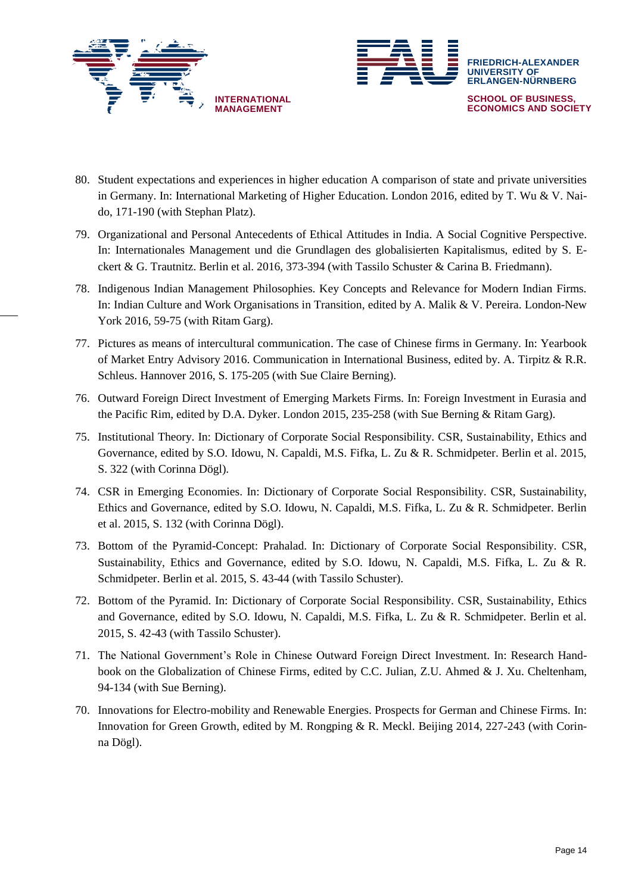80. Student expectations and experiences in higher education A comparison of state and private universities in Germany. In: International Marketing of Higher Education. London 2016, edited by T. Wu & V. Naido, 171-190 (with Stephan Platz).

79. Organizational and Personal Antecedents of Ethical Attitudes in India. A Social Cognitive Perspective. In: Internationales Management und die Grundlagen des globalisierten Kapitalismus, edited by S. Eckert & G. Trautnitz. Berlin et al. 2016, 373-394 (with Tassilo Schuster & Carina B. Friedmann).

78. Indigenous Indian Management Philosophies. Key Concepts and Relevance for Modern Indian Firms. In: Indian Culture and Work Organisations in Transition, edited by A. Malik & V. Pereira. London-New York 2016, 59-75 (with Ritam Garg).

77. Pictures as means of intercultural communication. The case of Chinese firms in Germany. In: Yearbook of Market Entry Advisory 2016. Communication in International Business, edited by. A. Tirpitz & R.R. Schleus. Hannover 2016, S. 175-205 (with Sue Claire Berning).

76. Outward Foreign Direct Investment of Emerging Markets Firms. In: Foreign Investment in Eurasia and the Pacific Rim, edited by D.A. Dyker. London 2015, 235-258 (with Sue Berning & Ritam Garg).

75. Institutional Theory. In: Dictionary of Corporate Social Responsibility. CSR, Sustainability, Ethics and Governance, edited by S.O. Idowu, N. Capaldi, M.S. Fifka, L. Zu & R. Schmidpeter. Berlin et al. 2015, S. 322 (with Corinna Dögl).

74. CSR in Emerging Economies. In: Dictionary of Corporate Social Responsibility. CSR, Sustainability, Ethics and Governance, edited by S.O. Idowu, N. Capaldi, M.S. Fifka, L. Zu & R. Schmidpeter. Berlin et al. 2015, S. 132 (with Corinna Dögl).

73. Bottom of the Pyramid-Concept: Prahalad. In: Dictionary of Corporate Social Responsibility. CSR, Sustainability, Ethics and Governance, edited by S.O. Idowu, N. Capaldi, M.S. Fifka, L. Zu & R. Schmidpeter. Berlin et al. 2015, S. 43-44 (with Tassilo Schuster).

72. Bottom of the Pyramid. In: Dictionary of Corporate Social Responsibility. CSR, Sustainability, Ethics and Governance, edited by S.O. Idowu, N. Capaldi, M.S. Fifka, L. Zu & R. Schmidpeter. Berlin et al. 2015, S. 42-43 (with Tassilo Schuster).

71. The National Government's Role in Chinese Outward Foreign Direct Investment. In: Research Handbook on the Globalization of Chinese Firms, edited by C.C. Julian, Z.U. Ahmed & J. Xu. Cheltenham, 94-134 (with Sue Berning).

70. Innovations for Electro-mobility and Renewable Energies. Prospects for German and Chinese Firms. In: Innovation for Green Growth, edited by M. Rongping & R. Meckl. Beijing 2014, 227-243 (with Corinna Dögl).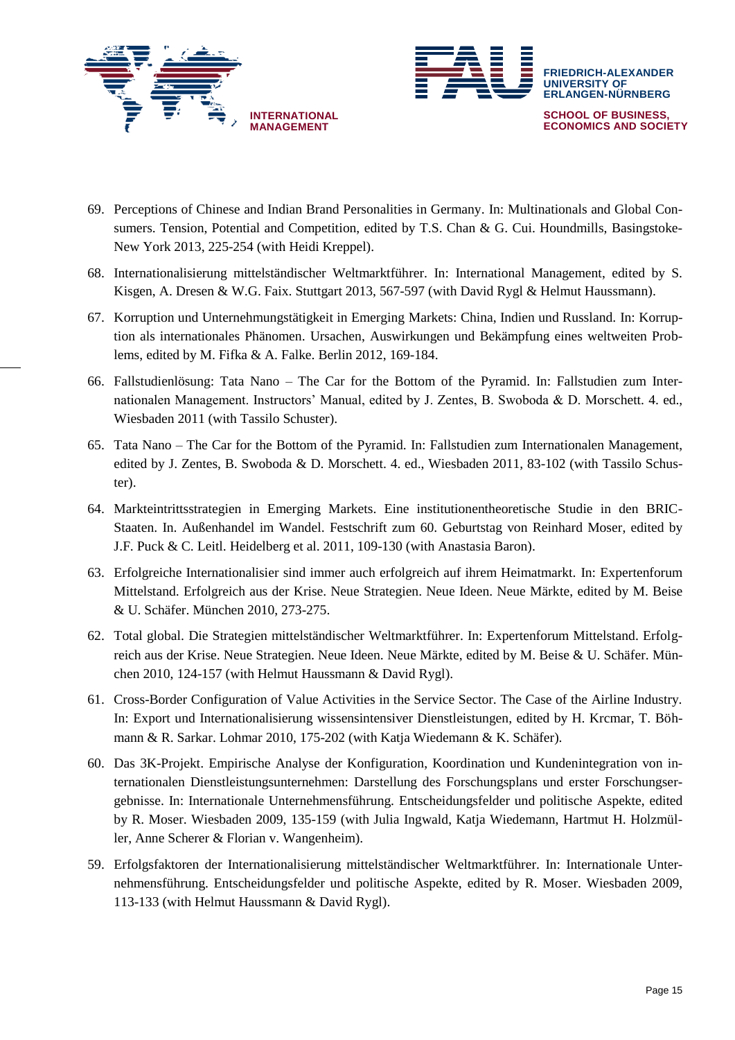69. Perceptions of Chinese and Indian Brand Personalities in Germany. In: Multinationals and Global Consumers. Tension, Potential and Competition, edited by T.S. Chan & G. Cui. Houndmills, Basingstoke-New York 2013, 225-254 (with Heidi Kreppel).

68. Internationalisierung mittelständischer Weltmarktführer. In: International Management, edited by S. Kisgen, A. Dresen & W.G. Faix. Stuttgart 2013, 567-597 (with David Rygl & Helmut Haussmann).

67. Korruption und Unternehmungstätigkeit in Emerging Markets: China, Indien und Russland. In: Korruption als internationales Phänomen. Ursachen, Auswirkungen und Bekämpfung eines weltweiten Problems, edited by M. Fifka & A. Falke. Berlin 2012, 169-184.

66. Fallstudienlösung: Tata Nano – The Car for the Bottom of the Pyramid. In: Fallstudien zum Internationalen Management. Instructors' Manual, edited by J. Zentes, B. Swoboda & D. Morschett. 4. ed., Wiesbaden 2011 (with Tassilo Schuster).

65. Tata Nano – The Car for the Bottom of the Pyramid. In: Fallstudien zum Internationalen Management, edited by J. Zentes, B. Swoboda & D. Morschett. 4. ed., Wiesbaden 2011, 83-102 (with Tassilo Schuster).

64. Markteintrittsstrategien in Emerging Markets. Eine institutionentheoretische Studie in den BRIC-Staaten. In. Außenhandel im Wandel. Festschrift zum 60. Geburtstag von Reinhard Moser, edited by J.F. Puck & C. Leitl. Heidelberg et al. 2011, 109-130 (with Anastasia Baron).

63. Erfolgreiche Internationalisier sind immer auch erfolgreich auf ihrem Heimatmarkt. In: Expertenforum Mittelstand. Erfolgreich aus der Krise. Neue Strategien. Neue Ideen. Neue Märkte, edited by M. Beise & U. Schäfer. München 2010, 273-275.

62. Total global. Die Strategien mittelständischer Weltmarktführer. In: Expertenforum Mittelstand. Erfolgreich aus der Krise. Neue Strategien. Neue Ideen. Neue Märkte, edited by M. Beise & U. Schäfer. München 2010, 124-157 (with Helmut Haussmann & David Rygl).

61. Cross-Border Configuration of Value Activities in the Service Sector. The Case of the Airline Industry. In: Export und Internationalisierung wissensintensiver Dienstleistungen, edited by H. Krcmar, T. Böhmann & R. Sarkar. Lohmar 2010, 175-202 (with Katja Wiedemann & K. Schäfer).

60. Das 3K-Projekt. Empirische Analyse der Konfiguration, Koordination und Kundenintegration von internationalen Dienstleistungsunternehmen: Darstellung des Forschungsplans und erster Forschungsergebnisse. In: Internationale Unternehmensführung. Entscheidungsfelder und politische Aspekte, edited by R. Moser. Wiesbaden 2009, 135-159 (with Julia Ingwald, Katja Wiedemann, Hartmut H. Holzmüller, Anne Scherer & Florian v. Wangenheim).

59. Erfolgsfaktoren der Internationalisierung mittelständischer Weltmarktführer. In: Internationale Unternehmensführung. Entscheidungsfelder und politische Aspekte, edited by R. Moser. Wiesbaden 2009, 113-133 (with Helmut Haussmann & David Rygl).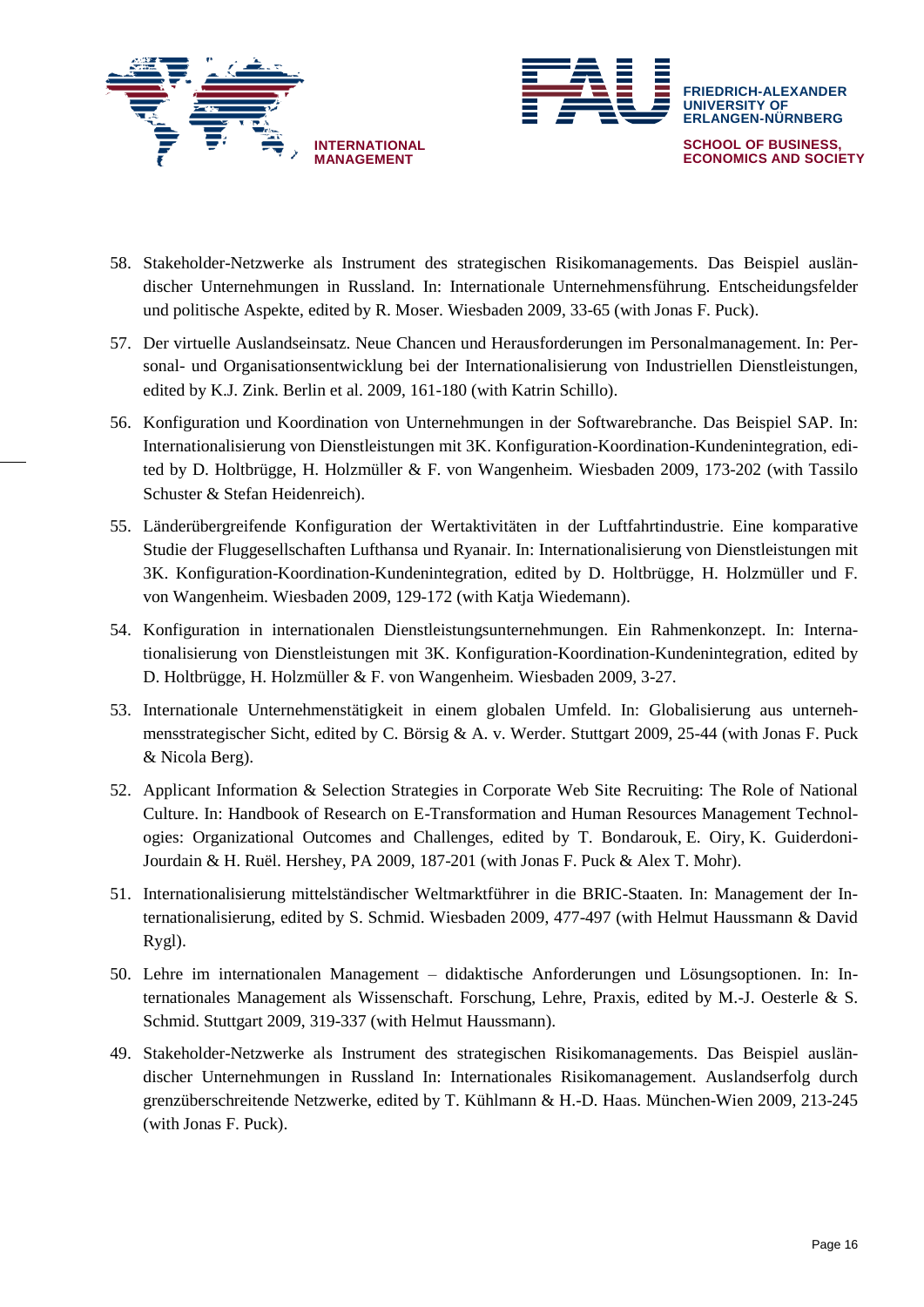58. Stakeholder-Netzwerke als Instrument des strategischen Risikomanagements. Das Beispiel ausländischer Unternehmungen in Russland. In: Internationale Unternehmensführung. Entscheidungsfelder und politische Aspekte, edited by R. Moser. Wiesbaden 2009, 33-65 (with Jonas F. Puck).

57. Der virtuelle Auslandseinsatz. Neue Chancen und Herausforderungen im Personalmanagement. In: Personal- und Organisationsentwicklung bei der Internationalisierung von Industriellen Dienstleistungen, edited by K.J. Zink. Berlin et al. 2009, 161-180 (with Katrin Schillo).

56. Konfiguration und Koordination von Unternehmungen in der Softwarebranche. Das Beispiel SAP. In: Internationalisierung von Dienstleistungen mit 3K. Konfiguration-Koordination-Kundenintegration, edited by D. Holtbrügge, H. Holzmüller & F. von Wangenheim. Wiesbaden 2009, 173-202 (with Tassilo Schuster & Stefan Heidenreich).

55. Länderübergreifende Konfiguration der Wertaktivitäten in der Luftfahrtindustrie. Eine komparative Studie der Fluggesellschaften Lufthansa und Ryanair. In: Internationalisierung von Dienstleistungen mit 3K. Konfiguration-Koordination-Kundenintegration, edited by D. Holtbrügge, H. Holzmüller und F. von Wangenheim. Wiesbaden 2009, 129-172 (with Katja Wiedemann).

54. Konfiguration in internationalen Dienstleistungsunternehmungen. Ein Rahmenkonzept. In: Internationalisierung von Dienstleistungen mit 3K. Konfiguration-Koordination-Kundenintegration, edited by D. Holtbrügge, H. Holzmüller & F. von Wangenheim. Wiesbaden 2009, 3-27.

53. Internationale Unternehmenstätigkeit in einem globalen Umfeld. In: Globalisierung aus unternehmensstrategischer Sicht, edited by C. Börsig & A. v. Werder. Stuttgart 2009, 25-44 (with Jonas F. Puck & Nicola Berg).

52. Applicant Information & Selection Strategies in Corporate Web Site Recruiting: The Role of National Culture. In: Handbook of Research on E-Transformation and Human Resources Management Technologies: Organizational Outcomes and Challenges, edited by T. Bondarouk, E. Oiry, K. Guiderdoni-Jourdain & H. Ruël. Hershey, PA 2009, 187-201 (with Jonas F. Puck & Alex T. Mohr).

51. Internationalisierung mittelständischer Weltmarktführer in die BRIC-Staaten. In: Management der Internationalisierung, edited by S. Schmid. Wiesbaden 2009, 477-497 (with Helmut Haussmann & David Rygl).

50. Lehre im internationalen Management – didaktische Anforderungen und Lösungsoptionen. In: Internationales Management als Wissenschaft. Forschung, Lehre, Praxis, edited by M.-J. Oesterle & S. Schmid. Stuttgart 2009, 319-337 (with Helmut Haussmann).

49. Stakeholder-Netzwerke als Instrument des strategischen Risikomanagements. Das Beispiel ausländischer Unternehmungen in Russland In: Internationales Risikomanagement. Auslandserfolg durch grenzüberschreitende Netzwerke, edited by T. Kühlmann & H.-D. Haas. München-Wien 2009, 213-245 (with Jonas F. Puck).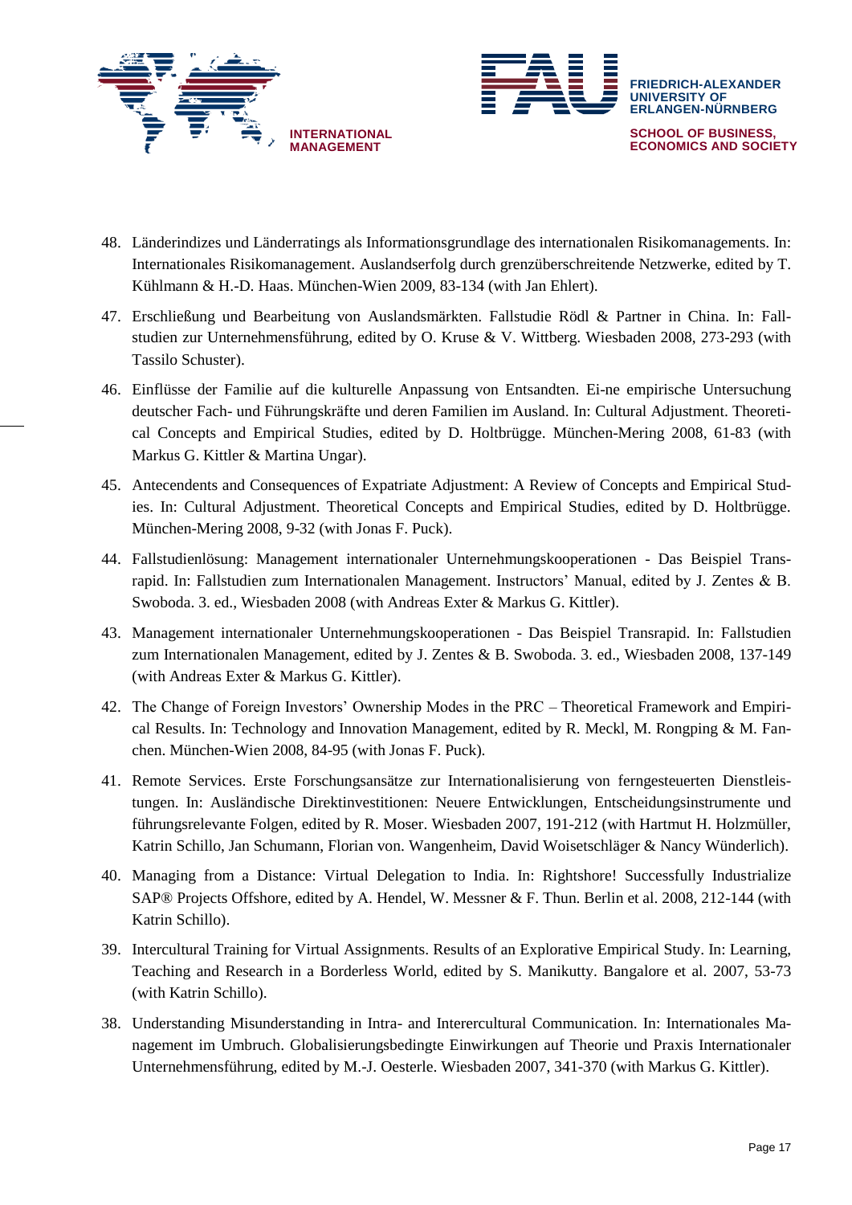48. Länderindizes und Länderratings als Informationsgrundlage des internationalen Risikomanagements. In: Internationales Risikomanagement. Auslandserfolg durch grenzüberschreitende Netzwerke, edited by T. Kühlmann & H.-D. Haas. München-Wien 2009, 83-134 (with Jan Ehlert).

47. Erschließung und Bearbeitung von Auslandsmärkten. Fallstudie Rödl & Partner in China. In: Fallstudien zur Unternehmensführung, edited by O. Kruse & V. Wittberg. Wiesbaden 2008, 273-293 (with Tassilo Schuster).

46. Einflüsse der Familie auf die kulturelle Anpassung von Entsandten. Ei-ne empirische Untersuchung deutscher Fach- und Führungskräfte und deren Familien im Ausland. In: Cultural Adjustment. Theoretical Concepts and Empirical Studies, edited by D. Holtbrügge. München-Mering 2008, 61-83 (with Markus G. Kittler & Martina Ungar).

45. Antecendents and Consequences of Expatriate Adjustment: A Review of Concepts and Empirical Studies. In: Cultural Adjustment. Theoretical Concepts and Empirical Studies, edited by D. Holtbrügge. München-Mering 2008, 9-32 (with Jonas F. Puck).

44. Fallstudienlösung: Management internationaler Unternehmungskooperationen - Das Beispiel Transrapid. In: Fallstudien zum Internationalen Management. Instructors' Manual, edited by J. Zentes & B. Swoboda. 3. ed., Wiesbaden 2008 (with Andreas Exter & Markus G. Kittler).

43. Management internationaler Unternehmungskooperationen - Das Beispiel Transrapid. In: Fallstudien zum Internationalen Management, edited by J. Zentes & B. Swoboda. 3. ed., Wiesbaden 2008, 137-149 (with Andreas Exter & Markus G. Kittler).

42. The Change of Foreign Investors' Ownership Modes in the PRC – Theoretical Framework and Empirical Results. In: Technology and Innovation Management, edited by R. Meckl, M. Rongping & M. Fanchen. München-Wien 2008, 84-95 (with Jonas F. Puck).

41. Remote Services. Erste Forschungsansätze zur Internationalisierung von ferngesteuerten Dienstleistungen. In: Ausländische Direktinvestitionen: Neuere Entwicklungen, Entscheidungsinstrumente und führungsrelevante Folgen, edited by R. Moser. Wiesbaden 2007, 191-212 (with Hartmut H. Holzmüller, Katrin Schillo, Jan Schumann, Florian von. Wangenheim, David Woisetschläger & Nancy Wünderlich).

40. Managing from a Distance: Virtual Delegation to India. In: Rightshore! Successfully Industrialize SAP® Projects Offshore, edited by A. Hendel, W. Messner & F. Thun. Berlin et al. 2008, 212-144 (with Katrin Schillo).

39. Intercultural Training for Virtual Assignments. Results of an Explorative Empirical Study. In: Learning, Teaching and Research in a Borderless World, edited by S. Manikutty. Bangalore et al. 2007, 53-73 (with Katrin Schillo).

38. Understanding Misunderstanding in Intra- and Interercultural Communication. In: Internationales Management im Umbruch. Globalisierungsbedingte Einwirkungen auf Theorie und Praxis Internationaler Unternehmensführung, edited by M.-J. Oesterle. Wiesbaden 2007, 341-370 (with Markus G. Kittler).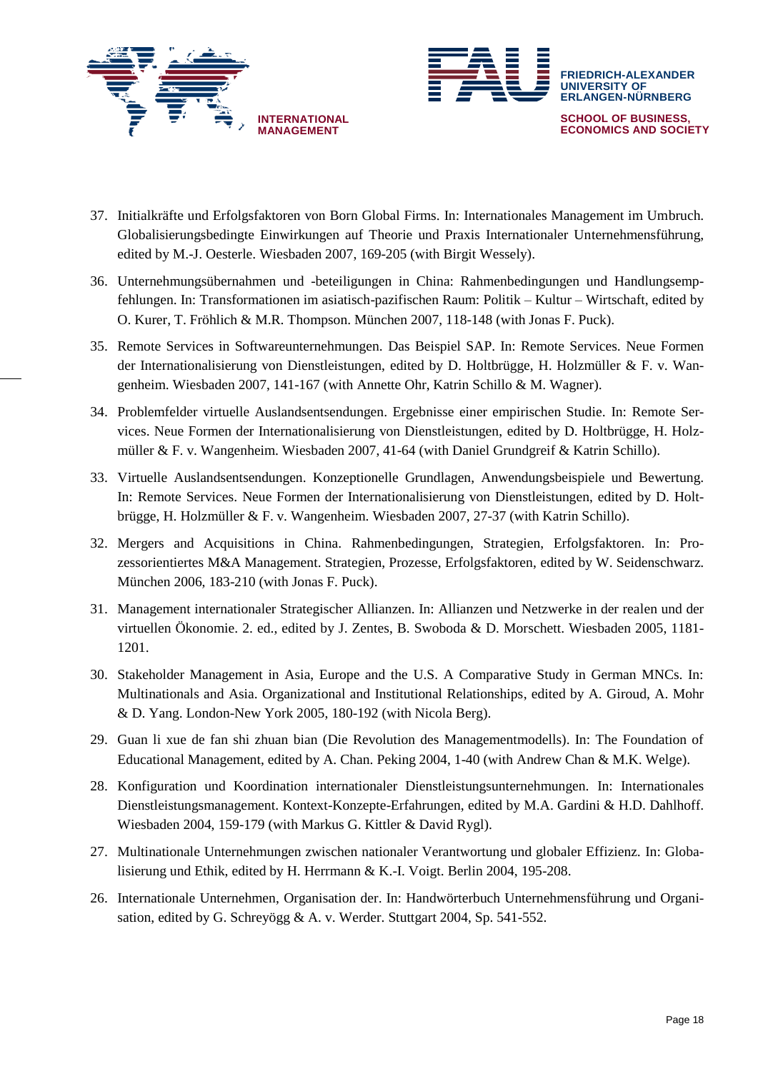37. Initialkräfte und Erfolgsfaktoren von Born Global Firms. In: Internationales Management im Umbruch. Globalisierungsbedingte Einwirkungen auf Theorie und Praxis Internationaler Unternehmensführung, edited by M.-J. Oesterle. Wiesbaden 2007, 169-205 (with Birgit Wessely).

36. Unternehmungsübernahmen und -beteiligungen in China: Rahmenbedingungen und Handlungsempfehlungen. In: Transformationen im asiatisch-pazifischen Raum: Politik – Kultur – Wirtschaft, edited by O. Kurer, T. Fröhlich & M.R. Thompson. München 2007, 118-148 (with Jonas F. Puck).

35. Remote Services in Softwareunternehmungen. Das Beispiel SAP. In: Remote Services. Neue Formen der Internationalisierung von Dienstleistungen, edited by D. Holtbrügge, H. Holzmüller & F. v. Wangenheim. Wiesbaden 2007, 141-167 (with Annette Ohr, Katrin Schillo & M. Wagner).

34. Problemfelder virtuelle Auslandsentsendungen. Ergebnisse einer empirischen Studie. In: Remote Services. Neue Formen der Internationalisierung von Dienstleistungen, edited by D. Holtbrügge, H. Holzmüller & F. v. Wangenheim. Wiesbaden 2007, 41-64 (with Daniel Grundgreif & Katrin Schillo).

33. Virtuelle Auslandsentsendungen. Konzeptionelle Grundlagen, Anwendungsbeispiele und Bewertung. In: Remote Services. Neue Formen der Internationalisierung von Dienstleistungen, edited by D. Holtbrügge, H. Holzmüller & F. v. Wangenheim. Wiesbaden 2007, 27-37 (with Katrin Schillo).

32. Mergers and Acquisitions in China. Rahmenbedingungen, Strategien, Erfolgsfaktoren. In: Prozessorientiertes M&A Management. Strategien, Prozesse, Erfolgsfaktoren, edited by W. Seidenschwarz. München 2006, 183-210 (with Jonas F. Puck).

31. Management internationaler Strategischer Allianzen. In: Allianzen und Netzwerke in der realen und der virtuellen Ökonomie. 2. ed., edited by J. Zentes, B. Swoboda & D. Morschett. Wiesbaden 2005, 1181-1201.

30. Stakeholder Management in Asia, Europe and the U.S. A Comparative Study in German MNCs. In: Multinationals and Asia. Organizational and Institutional Relationships, edited by A. Giroud, A. Mohr & D. Yang. London-New York 2005, 180-192 (with Nicola Berg).

29. Guan li xue de fan shi zhuan bian (Die Revolution des Managementmodells). In: The Foundation of Educational Management, edited by A. Chan. Peking 2004, 1-40 (with Andrew Chan & M.K. Welge).

28. Konfiguration und Koordination internationaler Dienstleistungsunternehmungen. In: Internationales Dienstleistungsmanagement. Kontext-Konzepte-Erfahrungen, edited by M.A. Gardini & H.D. Dahlhoff. Wiesbaden 2004, 159-179 (with Markus G. Kittler & David Rygl).

27. Multinationale Unternehmungen zwischen nationaler Verantwortung und globaler Effizienz. In: Globalisierung und Ethik, edited by H. Herrmann & K.-I. Voigt. Berlin 2004, 195-208.

26. Internationale Unternehmen, Organisation der. In: Handwörterbuch Unternehmensführung und Organisation, edited by G. Schreyögg & A. v. Werder. Stuttgart 2004, Sp. 541-552.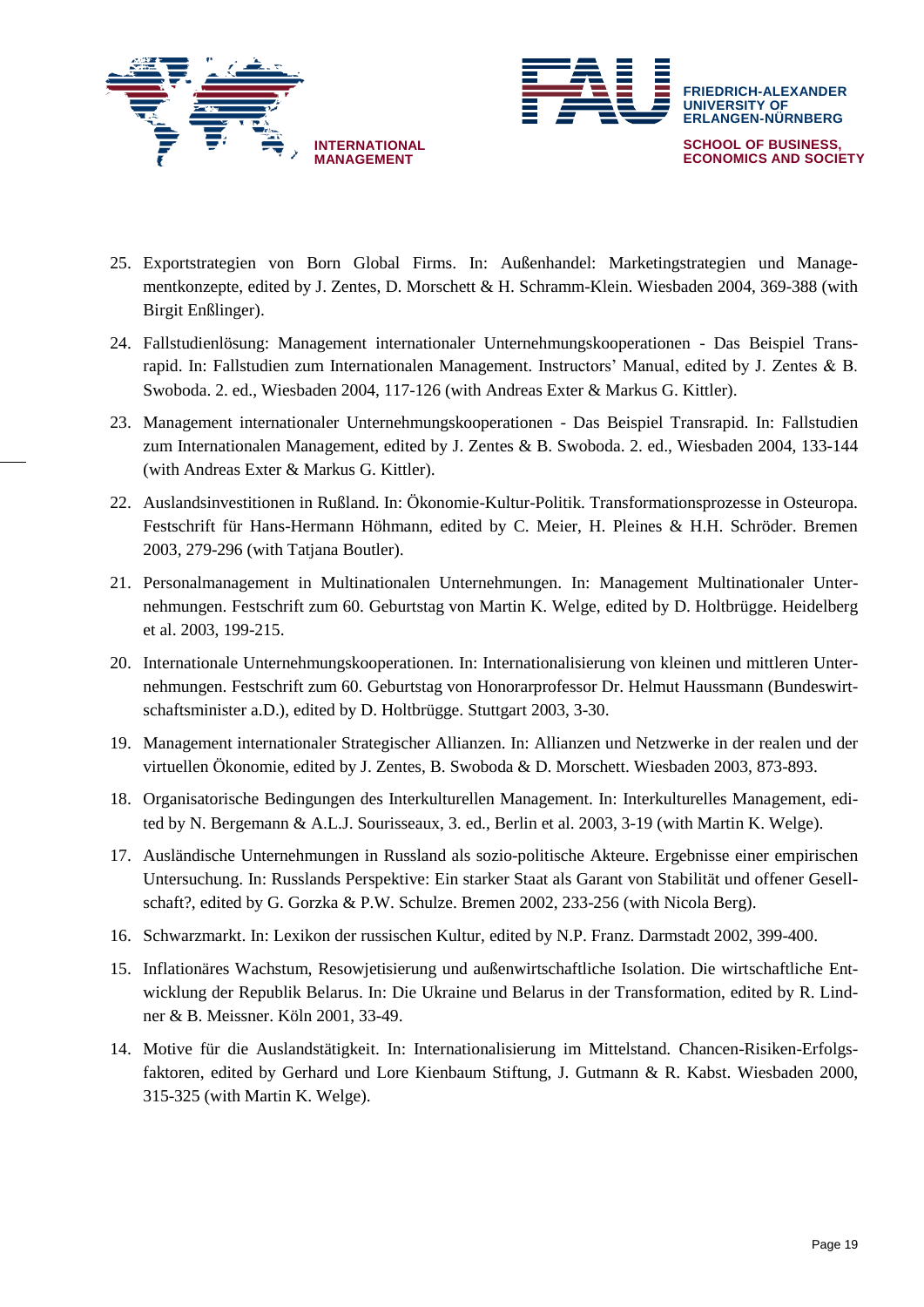25. Exportstrategien von Born Global Firms. In: Außenhandel: Marketingstrategien und Managementkonzepte, edited by J. Zentes, D. Morschett & H. Schramm-Klein. Wiesbaden 2004, 369-388 (with Birgit Enßlinger).

24. Fallstudienlösung: Management internationaler Unternehmungskooperationen - Das Beispiel Transrapid. In: Fallstudien zum Internationalen Management. Instructors' Manual, edited by J. Zentes & B. Swoboda. 2. ed., Wiesbaden 2004, 117-126 (with Andreas Exter & Markus G. Kittler).

23. Management internationaler Unternehmungskooperationen - Das Beispiel Transrapid. In: Fallstudien zum Internationalen Management, edited by J. Zentes & B. Swoboda. 2. ed., Wiesbaden 2004, 133-144 (with Andreas Exter & Markus G. Kittler).

22. Auslandsinvestitionen in Rußland. In: Ökonomie-Kultur-Politik. Transformationsprozesse in Osteuropa. Festschrift für Hans-Hermann Höhmann, edited by C. Meier, H. Pleines & H.H. Schröder. Bremen 2003, 279-296 (with Tatjana Boutler).

21. Personalmanagement in Multinationalen Unternehmungen. In: Management Multinationaler Unternehmungen. Festschrift zum 60. Geburtstag von Martin K. Welge, edited by D. Holtbrügge. Heidelberg et al. 2003, 199-215.

20. Internationale Unternehmungskooperationen. In: Internationalisierung von kleinen und mittleren Unternehmungen. Festschrift zum 60. Geburtstag von Honorarprofessor Dr. Helmut Haussmann (Bundeswirtschaftsminister a.D.), edited by D. Holtbrügge. Stuttgart 2003, 3-30.

19. Management internationaler Strategischer Allianzen. In: Allianzen und Netzwerke in der realen und der virtuellen Ökonomie, edited by J. Zentes, B. Swoboda & D. Morschett. Wiesbaden 2003, 873-893.

18. Organisatorische Bedingungen des Interkulturellen Management. In: Interkulturelles Management, edited by N. Bergemann & A.L.J. Sourisseaux, 3. ed., Berlin et al. 2003, 3-19 (with Martin K. Welge).

17. Ausländische Unternehmungen in Russland als sozio-politische Akteure. Ergebnisse einer empirischen Untersuchung. In: Russlands Perspektive: Ein starker Staat als Garant von Stabilität und offener Gesellschaft?, edited by G. Gorzka & P.W. Schulze. Bremen 2002, 233-256 (with Nicola Berg).

16. Schwarzmarkt. In: Lexikon der russischen Kultur, edited by N.P. Franz. Darmstadt 2002, 399-400.

15. Inflationäres Wachstum, Resowjetisierung und außenwirtschaftliche Isolation. Die wirtschaftliche Entwicklung der Republik Belarus. In: Die Ukraine und Belarus in der Transformation, edited by R. Lindner & B. Meissner. Köln 2001, 33-49.

14. Motive für die Auslandstätigkeit. In: Internationalisierung im Mittelstand. Chancen-Risiken-Erfolgsfaktoren, edited by Gerhard und Lore Kienbaum Stiftung, J. Gutmann & R. Kabst. Wiesbaden 2000, 315-325 (with Martin K. Welge).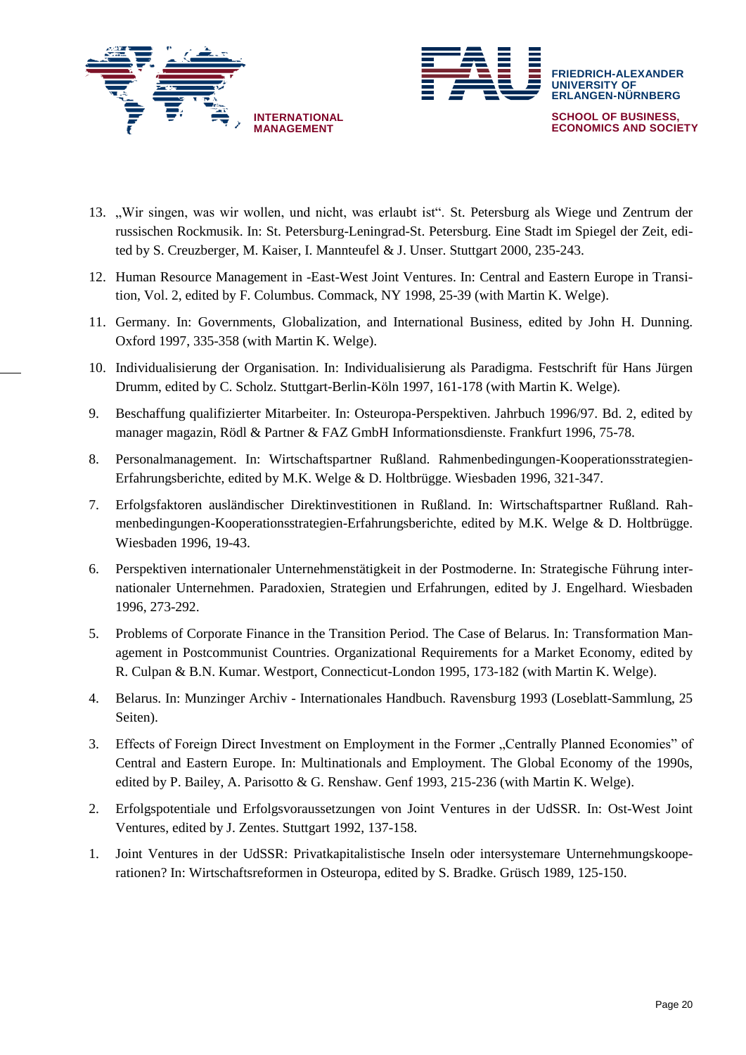13. „Wir singen, was wir wollen, und nicht, was erlaubt ist". St. Petersburg als Wiege und Zentrum der russischen Rockmusik. In: St. Petersburg-Leningrad-St. Petersburg. Eine Stadt im Spiegel der Zeit, edited by S. Creuzberger, M. Kaiser, I. Mannteufel & J. Unser. Stuttgart 2000, 235-243.

12. Human Resource Management in -East-West Joint Ventures. In: Central and Eastern Europe in Transition, Vol. 2, edited by F. Columbus. Commack, NY 1998, 25-39 (with Martin K. Welge).

11. Germany. In: Governments, Globalization, and International Business, edited by John H. Dunning. Oxford 1997, 335-358 (with Martin K. Welge).

10. Individualisierung der Organisation. In: Individualisierung als Paradigma. Festschrift für Hans Jürgen Drumm, edited by C. Scholz. Stuttgart-Berlin-Köln 1997, 161-178 (with Martin K. Welge).

9. Beschaffung qualifizierter Mitarbeiter. In: Osteuropa-Perspektiven. Jahrbuch 1996/97. Bd. 2, edited by manager magazin, Rödl & Partner & FAZ GmbH Informationsdienste. Frankfurt 1996, 75-78.

8. Personalmanagement. In: Wirtschaftspartner Rußland. Rahmenbedingungen-Kooperationsstrategien-Erfahrungsberichte, edited by M.K. Welge & D. Holtbrügge. Wiesbaden 1996, 321-347.

7. Erfolgsfaktoren ausländischer Direktinvestitionen in Rußland. In: Wirtschaftspartner Rußland. Rahmenbedingungen-Kooperationsstrategien-Erfahrungsberichte, edited by M.K. Welge & D. Holtbrügge. Wiesbaden 1996, 19-43.

6. Perspektiven internationaler Unternehmenstätigkeit in der Postmoderne. In: Strategische Führung internationaler Unternehmen. Paradoxien, Strategien und Erfahrungen, edited by J. Engelhard. Wiesbaden 1996, 273-292.

5. Problems of Corporate Finance in the Transition Period. The Case of Belarus. In: Transformation Management in Postcommunist Countries. Organizational Requirements for a Market Economy, edited by R. Culpan & B.N. Kumar. Westport, Connecticut-London 1995, 173-182 (with Martin K. Welge).

4. Belarus. In: Munzinger Archiv - Internationales Handbuch. Ravensburg 1993 (Loseblatt-Sammlung, 25 Seiten).

3. Effects of Foreign Direct Investment on Employment in the Former „Centrally Planned Economies" of Central and Eastern Europe. In: Multinationals and Employment. The Global Economy of the 1990s, edited by P. Bailey, A. Parisotto & G. Renshaw. Genf 1993, 215-236 (with Martin K. Welge).

2. Erfolgspotentiale und Erfolgsvoraussetzungen von Joint Ventures in der UdSSR. In: Ost-West Joint Ventures, edited by J. Zentes. Stuttgart 1992, 137-158.

1. Joint Ventures in der UdSSR: Privatkapitalistische Inseln oder intersystemare Unternehmungskooperationen? In: Wirtschaftsreformen in Osteuropa, edited by S. Bradke. Grüsch 1989, 125-150.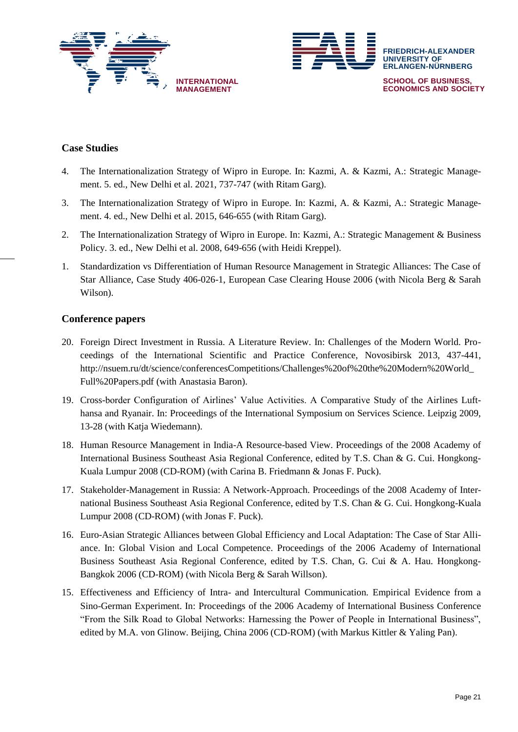## Case Studies

4. The Internationalization Strategy of Wipro in Europe. In: Kazmi, A. & Kazmi, A.: Strategic Management. 5. ed., New Delhi et al. 2021, 737-747 (with Ritam Garg).
3. The Internationalization Strategy of Wipro in Europe. In: Kazmi, A. & Kazmi, A.: Strategic Management. 4. ed., New Delhi et al. 2015, 646-655 (with Ritam Garg).
2. The Internationalization Strategy of Wipro in Europe. In: Kazmi, A.: Strategic Management & Business Policy. 3. ed., New Delhi et al. 2008, 649-656 (with Heidi Kreppel).
1. Standardization vs Differentiation of Human Resource Management in Strategic Alliances: The Case of Star Alliance, Case Study 406-026-1, European Case Clearing House 2006 (with Nicola Berg & Sarah Wilson).

## Conference papers

20. Foreign Direct Investment in Russia. A Literature Review. In: Challenges of the Modern World. Proceedings of the International Scientific and Practice Conference, Novosibirsk 2013, 437-441, http://nsuem.ru/dt/science/conferencesCompetitions/Challenges%20of%20the%20Modern%20World_Full%20Papers.pdf (with Anastasia Baron).
19. Cross-border Configuration of Airlines' Value Activities. A Comparative Study of the Airlines Lufthansa and Ryanair. In: Proceedings of the International Symposium on Services Science. Leipzig 2009, 13-28 (with Katja Wiedemann).
18. Human Resource Management in India-A Resource-based View. Proceedings of the 2008 Academy of International Business Southeast Asia Regional Conference, edited by T.S. Chan & G. Cui. Hongkong-Kuala Lumpur 2008 (CD-ROM) (with Carina B. Friedmann & Jonas F. Puck).
17. Stakeholder-Management in Russia: A Network-Approach. Proceedings of the 2008 Academy of International Business Southeast Asia Regional Conference, edited by T.S. Chan & G. Cui. Hongkong-Kuala Lumpur 2008 (CD-ROM) (with Jonas F. Puck).
16. Euro-Asian Strategic Alliances between Global Efficiency and Local Adaptation: The Case of Star Alliance. In: Global Vision and Local Competence. Proceedings of the 2006 Academy of International Business Southeast Asia Regional Conference, edited by T.S. Chan, G. Cui & A. Hau. Hongkong-Bangkok 2006 (CD-ROM) (with Nicola Berg & Sarah Willson).
15. Effectiveness and Efficiency of Intra- and Intercultural Communication. Empirical Evidence from a Sino-German Experiment. In: Proceedings of the 2006 Academy of International Business Conference "From the Silk Road to Global Networks: Harnessing the Power of People in International Business", edited by M.A. von Glinow. Beijing, China 2006 (CD-ROM) (with Markus Kittler & Yaling Pan).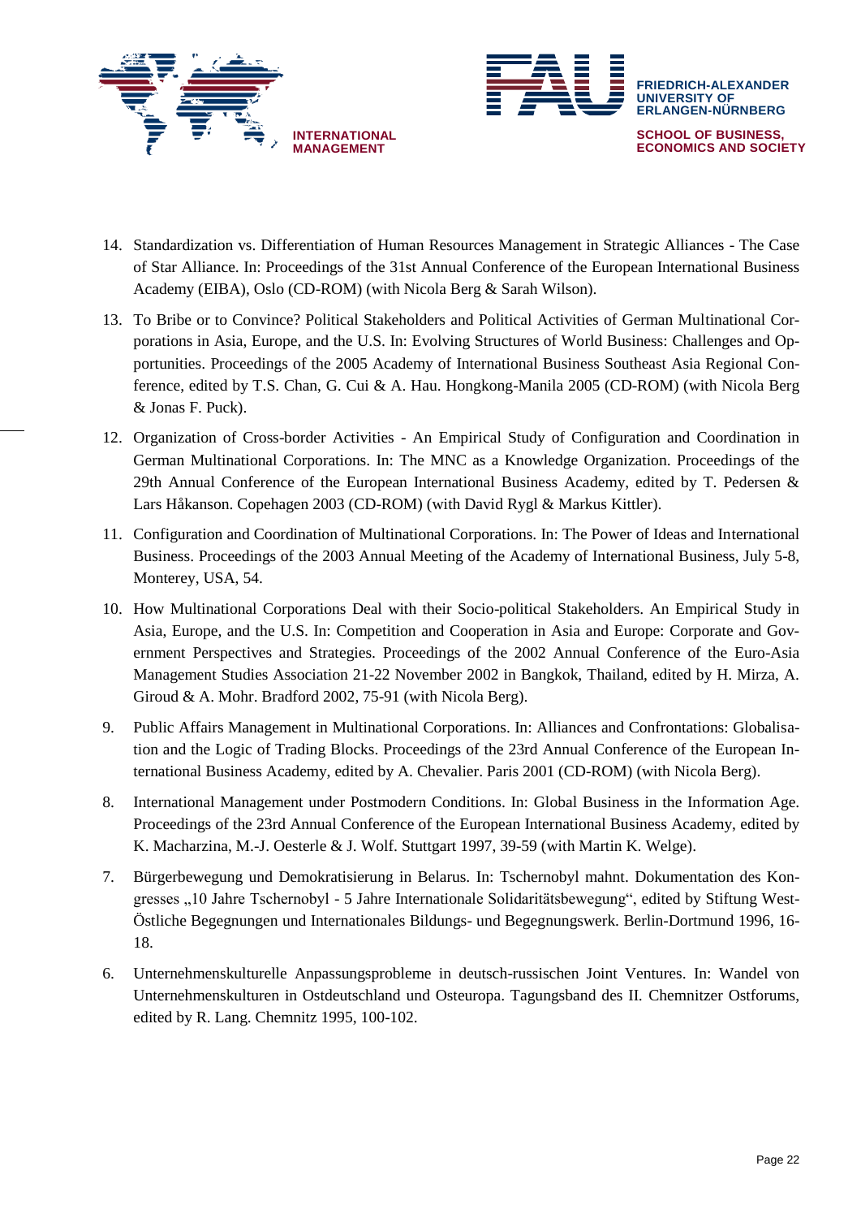14. Standardization vs. Differentiation of Human Resources Management in Strategic Alliances - The Case of Star Alliance. In: Proceedings of the 31st Annual Conference of the European International Business Academy (EIBA), Oslo (CD-ROM) (with Nicola Berg & Sarah Wilson).

13. To Bribe or to Convince? Political Stakeholders and Political Activities of German Multinational Corporations in Asia, Europe, and the U.S. In: Evolving Structures of World Business: Challenges and Opportunities. Proceedings of the 2005 Academy of International Business Southeast Asia Regional Conference, edited by T.S. Chan, G. Cui & A. Hau. Hongkong-Manila 2005 (CD-ROM) (with Nicola Berg & Jonas F. Puck).

12. Organization of Cross-border Activities - An Empirical Study of Configuration and Coordination in German Multinational Corporations. In: The MNC as a Knowledge Organization. Proceedings of the 29th Annual Conference of the European International Business Academy, edited by T. Pedersen & Lars Håkanson. Copehagen 2003 (CD-ROM) (with David Rygl & Markus Kittler).

11. Configuration and Coordination of Multinational Corporations. In: The Power of Ideas and International Business. Proceedings of the 2003 Annual Meeting of the Academy of International Business, July 5-8, Monterey, USA, 54.

10. How Multinational Corporations Deal with their Socio-political Stakeholders. An Empirical Study in Asia, Europe, and the U.S. In: Competition and Cooperation in Asia and Europe: Corporate and Government Perspectives and Strategies. Proceedings of the 2002 Annual Conference of the Euro-Asia Management Studies Association 21-22 November 2002 in Bangkok, Thailand, edited by H. Mirza, A. Giroud & A. Mohr. Bradford 2002, 75-91 (with Nicola Berg).

9. Public Affairs Management in Multinational Corporations. In: Alliances and Confrontations: Globalisation and the Logic of Trading Blocks. Proceedings of the 23rd Annual Conference of the European International Business Academy, edited by A. Chevalier. Paris 2001 (CD-ROM) (with Nicola Berg).

8. International Management under Postmodern Conditions. In: Global Business in the Information Age. Proceedings of the 23rd Annual Conference of the European International Business Academy, edited by K. Macharzina, M.-J. Oesterle & J. Wolf. Stuttgart 1997, 39-59 (with Martin K. Welge).

7. Bürgerbewegung und Demokratisierung in Belarus. In: Tschernobyl mahnt. Dokumentation des Kongresses „10 Jahre Tschernobyl - 5 Jahre Internationale Solidaritätsbewegung“, edited by Stiftung West-Östliche Begegnungen und Internationales Bildungs- und Begegnungswerk. Berlin-Dortmund 1996, 16-18.

6. Unternehmenskulturelle Anpassungsprobleme in deutsch-russischen Joint Ventures. In: Wandel von Unternehmenskulturen in Ostdeutschland und Osteuropa. Tagungsband des II. Chemnitzer Ostforums, edited by R. Lang. Chemnitz 1995, 100-102.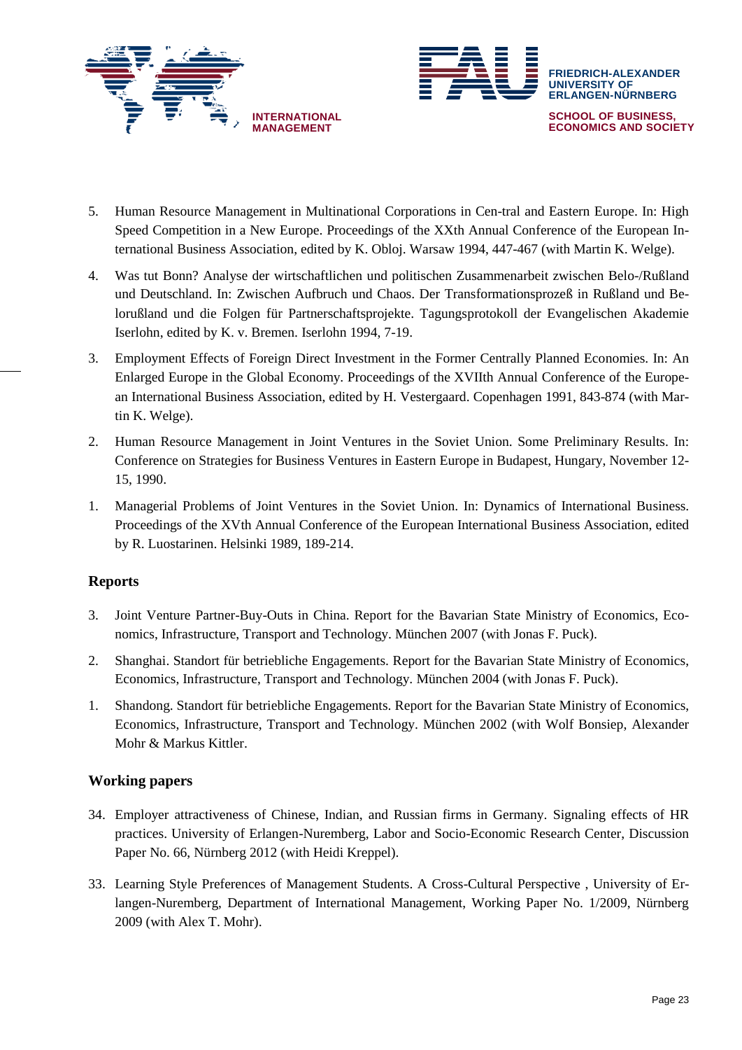5. Human Resource Management in Multinational Corporations in Cen-tral and Eastern Europe. In: High Speed Competition in a New Europe. Proceedings of the XXth Annual Conference of the European International Business Association, edited by K. Obloj. Warsaw 1994, 447-467 (with Martin K. Welge).

4. Was tut Bonn? Analyse der wirtschaftlichen und politischen Zusammenarbeit zwischen Belo-/Rußland und Deutschland. In: Zwischen Aufbruch und Chaos. Der Transformationsprozeß in Rußland und Belorußland und die Folgen für Partnerschaftsprojekte. Tagungsprotokoll der Evangelischen Akademie Iserlohn, edited by K. v. Bremen. Iserlohn 1994, 7-19.

3. Employment Effects of Foreign Direct Investment in the Former Centrally Planned Economies. In: An Enlarged Europe in the Global Economy. Proceedings of the XVIIth Annual Conference of the European International Business Association, edited by H. Vestergaard. Copenhagen 1991, 843-874 (with Martin K. Welge).

2. Human Resource Management in Joint Ventures in the Soviet Union. Some Preliminary Results. In: Conference on Strategies for Business Ventures in Eastern Europe in Budapest, Hungary, November 12-15, 1990.

1. Managerial Problems of Joint Ventures in the Soviet Union. In: Dynamics of International Business. Proceedings of the XVth Annual Conference of the European International Business Association, edited by R. Luostarinen. Helsinki 1989, 189-214.

## Reports

3. Joint Venture Partner-Buy-Outs in China. Report for the Bavarian State Ministry of Economics, Economics, Infrastructure, Transport and Technology. München 2007 (with Jonas F. Puck).

2. Shanghai. Standort für betriebliche Engagements. Report for the Bavarian State Ministry of Economics, Economics, Infrastructure, Transport and Technology. München 2004 (with Jonas F. Puck).

1. Shandong. Standort für betriebliche Engagements. Report for the Bavarian State Ministry of Economics, Economics, Infrastructure, Transport and Technology. München 2002 (with Wolf Bonsiep, Alexander Mohr & Markus Kittler.

## Working papers

34. Employer attractiveness of Chinese, Indian, and Russian firms in Germany. Signaling effects of HR practices. University of Erlangen-Nuremberg, Labor and Socio-Economic Research Center, Discussion Paper No. 66, Nürnberg 2012 (with Heidi Kreppel).

33. Learning Style Preferences of Management Students. A Cross-Cultural Perspective , University of Erlangen-Nuremberg, Department of International Management, Working Paper No. 1/2009, Nürnberg 2009 (with Alex T. Mohr).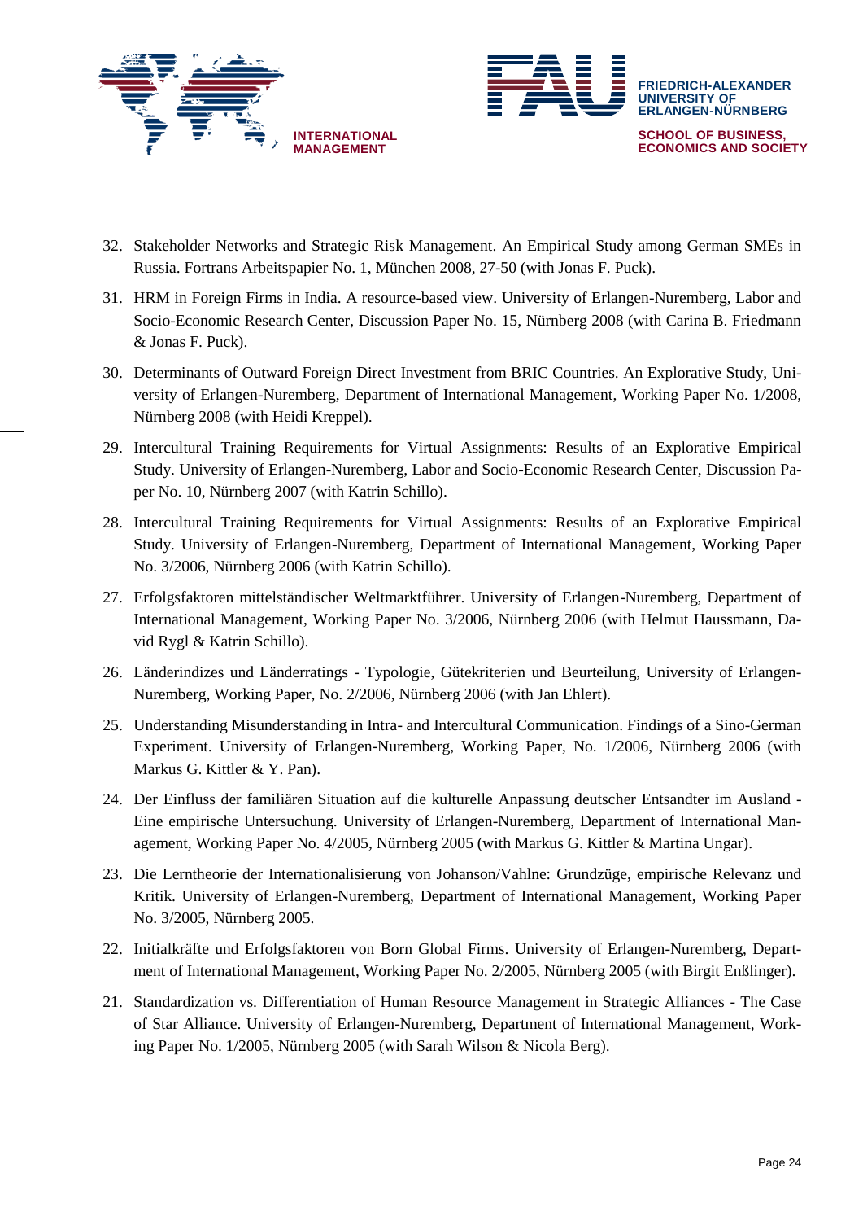32. Stakeholder Networks and Strategic Risk Management. An Empirical Study among German SMEs in Russia. Fortrans Arbeitspapier No. 1, München 2008, 27-50 (with Jonas F. Puck).

31. HRM in Foreign Firms in India. A resource-based view. University of Erlangen-Nuremberg, Labor and Socio-Economic Research Center, Discussion Paper No. 15, Nürnberg 2008 (with Carina B. Friedmann & Jonas F. Puck).

30. Determinants of Outward Foreign Direct Investment from BRIC Countries. An Explorative Study, University of Erlangen-Nuremberg, Department of International Management, Working Paper No. 1/2008, Nürnberg 2008 (with Heidi Kreppel).

29. Intercultural Training Requirements for Virtual Assignments: Results of an Explorative Empirical Study. University of Erlangen-Nuremberg, Labor and Socio-Economic Research Center, Discussion Paper No. 10, Nürnberg 2007 (with Katrin Schillo).

28. Intercultural Training Requirements for Virtual Assignments: Results of an Explorative Empirical Study. University of Erlangen-Nuremberg, Department of International Management, Working Paper No. 3/2006, Nürnberg 2006 (with Katrin Schillo).

27. Erfolgsfaktoren mittelständischer Weltmarktführer. University of Erlangen-Nuremberg, Department of International Management, Working Paper No. 3/2006, Nürnberg 2006 (with Helmut Haussmann, David Rygl & Katrin Schillo).

26. Länderindizes und Länderratings - Typologie, Gütekriterien und Beurteilung, University of Erlangen-Nuremberg, Working Paper, No. 2/2006, Nürnberg 2006 (with Jan Ehlert).

25. Understanding Misunderstanding in Intra- and Intercultural Communication. Findings of a Sino-German Experiment. University of Erlangen-Nuremberg, Working Paper, No. 1/2006, Nürnberg 2006 (with Markus G. Kittler & Y. Pan).

24. Der Einfluss der familiären Situation auf die kulturelle Anpassung deutscher Entsandter im Ausland - Eine empirische Untersuchung. University of Erlangen-Nuremberg, Department of International Management, Working Paper No. 4/2005, Nürnberg 2005 (with Markus G. Kittler & Martina Ungar).

23. Die Lerntheorie der Internationalisierung von Johanson/Vahlne: Grundzüge, empirische Relevanz und Kritik. University of Erlangen-Nuremberg, Department of International Management, Working Paper No. 3/2005, Nürnberg 2005.

22. Initialkräfte und Erfolgsfaktoren von Born Global Firms. University of Erlangen-Nuremberg, Department of International Management, Working Paper No. 2/2005, Nürnberg 2005 (with Birgit Enßlinger).

21. Standardization vs. Differentiation of Human Resource Management in Strategic Alliances - The Case of Star Alliance. University of Erlangen-Nuremberg, Department of International Management, Working Paper No. 1/2005, Nürnberg 2005 (with Sarah Wilson & Nicola Berg).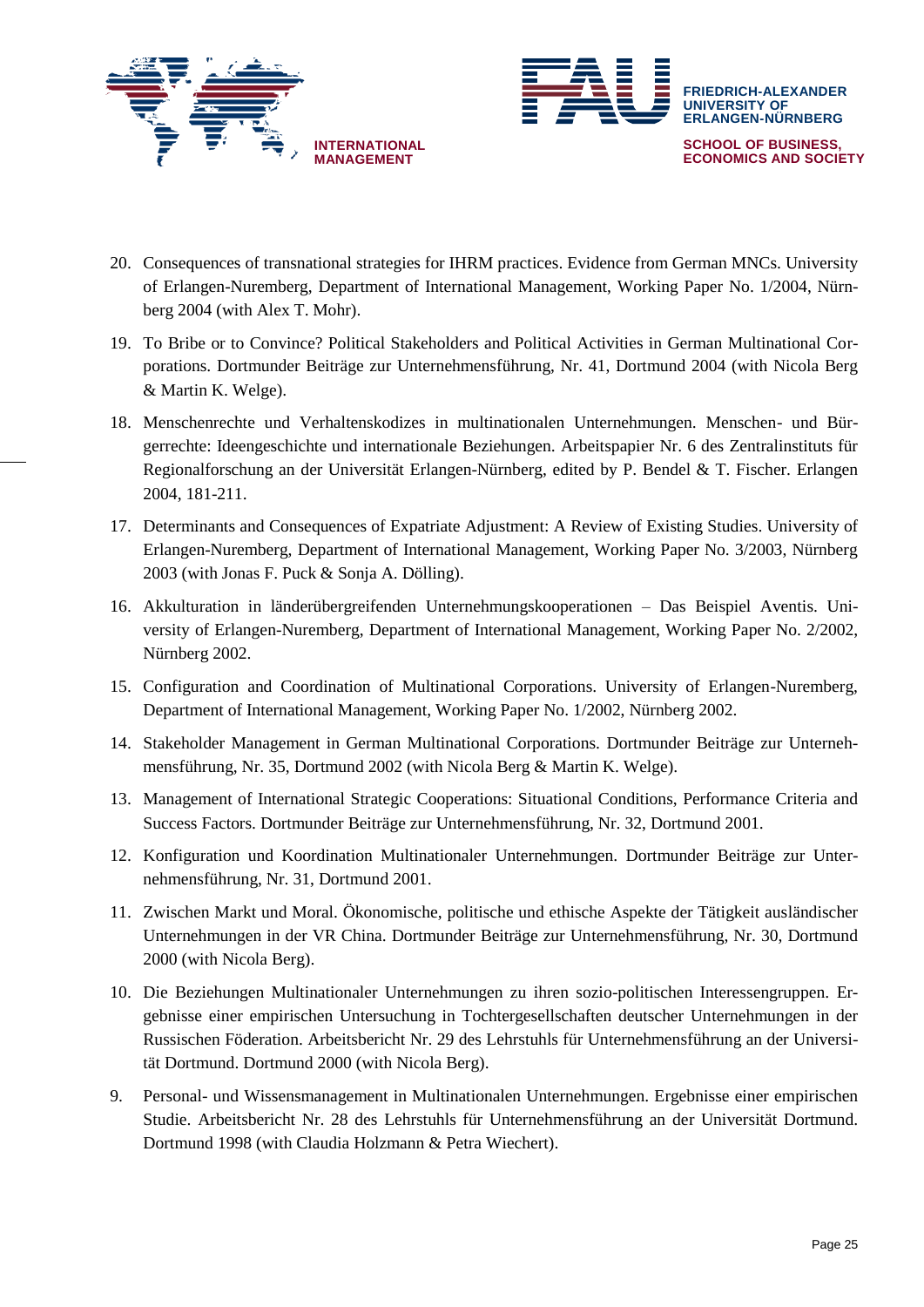20. Consequences of transnational strategies for IHRM practices. Evidence from German MNCs. University of Erlangen-Nuremberg, Department of International Management, Working Paper No. 1/2004, Nürnberg 2004 (with Alex T. Mohr).

19. To Bribe or to Convince? Political Stakeholders and Political Activities in German Multinational Corporations. Dortmunder Beiträge zur Unternehmensführung, Nr. 41, Dortmund 2004 (with Nicola Berg & Martin K. Welge).

18. Menschenrechte und Verhaltenskodizes in multinationalen Unternehmungen. Menschen- und Bürgerrechte: Ideengeschichte und internationale Beziehungen. Arbeitspapier Nr. 6 des Zentralinstituts für Regionalforschung an der Universität Erlangen-Nürnberg, edited by P. Bendel & T. Fischer. Erlangen 2004, 181-211.

17. Determinants and Consequences of Expatriate Adjustment: A Review of Existing Studies. University of Erlangen-Nuremberg, Department of International Management, Working Paper No. 3/2003, Nürnberg 2003 (with Jonas F. Puck & Sonja A. Dölling).

16. Akkulturation in länderübergreifenden Unternehmungskooperationen – Das Beispiel Aventis. University of Erlangen-Nuremberg, Department of International Management, Working Paper No. 2/2002, Nürnberg 2002.

15. Configuration and Coordination of Multinational Corporations. University of Erlangen-Nuremberg, Department of International Management, Working Paper No. 1/2002, Nürnberg 2002.

14. Stakeholder Management in German Multinational Corporations. Dortmunder Beiträge zur Unternehmensführung, Nr. 35, Dortmund 2002 (with Nicola Berg & Martin K. Welge).

13. Management of International Strategic Cooperations: Situational Conditions, Performance Criteria and Success Factors. Dortmunder Beiträge zur Unternehmensführung, Nr. 32, Dortmund 2001.

12. Konfiguration und Koordination Multinationaler Unternehmungen. Dortmunder Beiträge zur Unternehmensführung, Nr. 31, Dortmund 2001.

11. Zwischen Markt und Moral. Ökonomische, politische und ethische Aspekte der Tätigkeit ausländischer Unternehmungen in der VR China. Dortmunder Beiträge zur Unternehmensführung, Nr. 30, Dortmund 2000 (with Nicola Berg).

10. Die Beziehungen Multinationaler Unternehmungen zu ihren sozio-politischen Interessengruppen. Ergebnisse einer empirischen Untersuchung in Tochtergesellschaften deutscher Unternehmungen in der Russischen Föderation. Arbeitsbericht Nr. 29 des Lehrstuhls für Unternehmensführung an der Universität Dortmund. Dortmund 2000 (with Nicola Berg).

9. Personal- und Wissensmanagement in Multinationalen Unternehmungen. Ergebnisse einer empirischen Studie. Arbeitsbericht Nr. 28 des Lehrstuhls für Unternehmensführung an der Universität Dortmund. Dortmund 1998 (with Claudia Holzmann & Petra Wiechert).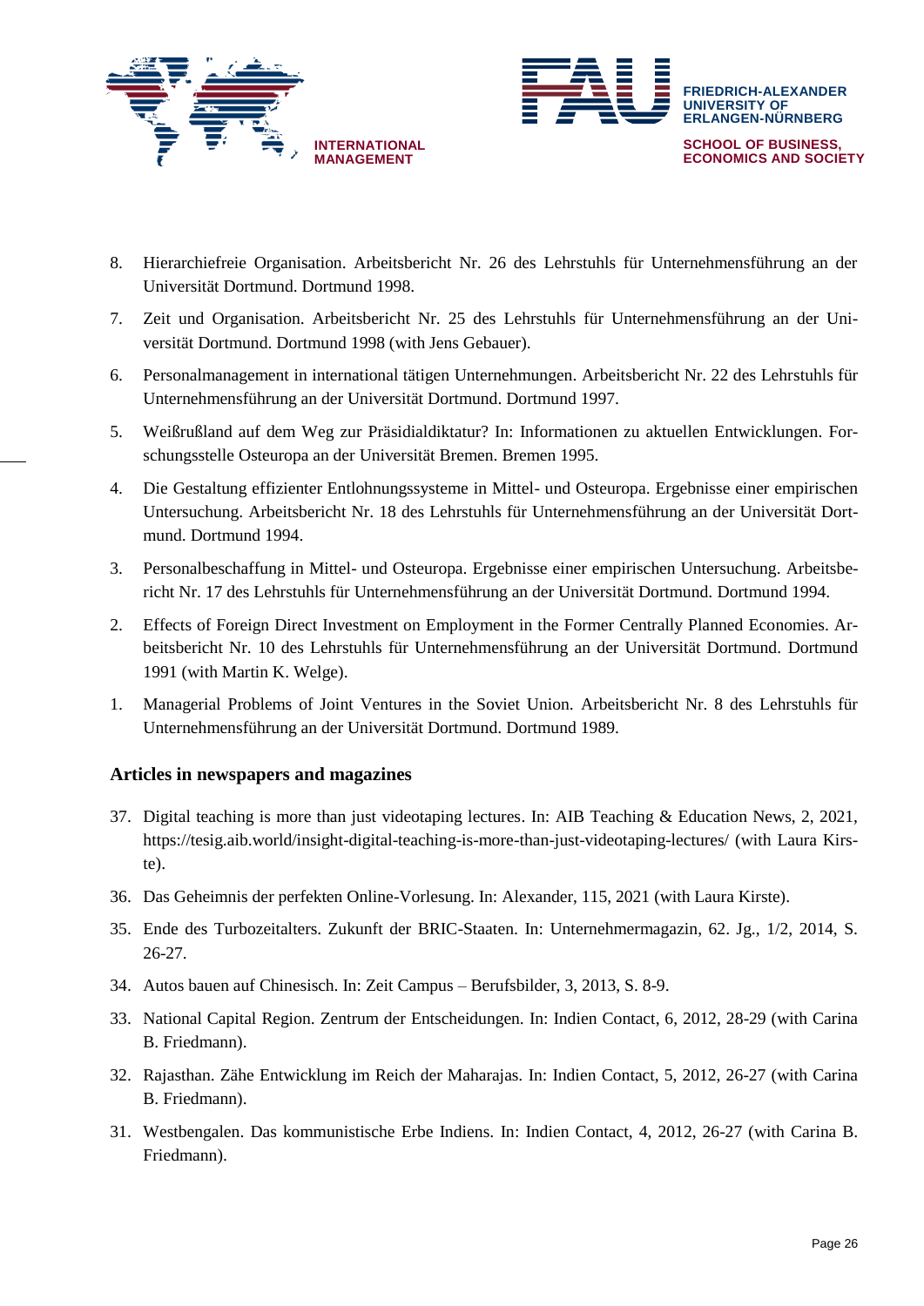8. Hierarchiefreie Organisation. Arbeitsbericht Nr. 26 des Lehrstuhls für Unternehmensführung an der Universität Dortmund. Dortmund 1998.
7. Zeit und Organisation. Arbeitsbericht Nr. 25 des Lehrstuhls für Unternehmensführung an der Universität Dortmund. Dortmund 1998 (with Jens Gebauer).
6. Personalmanagement in international tätigen Unternehmungen. Arbeitsbericht Nr. 22 des Lehrstuhls für Unternehmensführung an der Universität Dortmund. Dortmund 1997.
5. Weißrußland auf dem Weg zur Präsidialdiktatur? In: Informationen zu aktuellen Entwicklungen. Forschungsstelle Osteuropa an der Universität Bremen. Bremen 1995.
4. Die Gestaltung effizienter Entlohnungssysteme in Mittel- und Osteuropa. Ergebnisse einer empirischen Untersuchung. Arbeitsbericht Nr. 18 des Lehrstuhls für Unternehmensführung an der Universität Dortmund. Dortmund 1994.
3. Personalbeschaffung in Mittel- und Osteuropa. Ergebnisse einer empirischen Untersuchung. Arbeitsbericht Nr. 17 des Lehrstuhls für Unternehmensführung an der Universität Dortmund. Dortmund 1994.
2. Effects of Foreign Direct Investment on Employment in the Former Centrally Planned Economies. Arbeitsbericht Nr. 10 des Lehrstuhls für Unternehmensführung an der Universität Dortmund. Dortmund 1991 (with Martin K. Welge).
1. Managerial Problems of Joint Ventures in the Soviet Union. Arbeitsbericht Nr. 8 des Lehrstuhls für Unternehmensführung an der Universität Dortmund. Dortmund 1989.

### Articles in newspapers and magazines

37. Digital teaching is more than just videotaping lectures. In: AIB Teaching & Education News, 2, 2021, https://tesig.aib.world/insight-digital-teaching-is-more-than-just-videotaping-lectures/ (with Laura Kirste).
36. Das Geheimnis der perfekten Online-Vorlesung. In: Alexander, 115, 2021 (with Laura Kirste).
35. Ende des Turbozeitalters. Zukunft der BRIC-Staaten. In: Unternehmermagazin, 62. Jg., 1/2, 2014, S. 26-27.
34. Autos bauen auf Chinesisch. In: Zeit Campus – Berufsbilder, 3, 2013, S. 8-9.
33. National Capital Region. Zentrum der Entscheidungen. In: Indien Contact, 6, 2012, 28-29 (with Carina B. Friedmann).
32. Rajasthan. Zähe Entwicklung im Reich der Maharajas. In: Indien Contact, 5, 2012, 26-27 (with Carina B. Friedmann).
31. Westbengalen. Das kommunistische Erbe Indiens. In: Indien Contact, 4, 2012, 26-27 (with Carina B. Friedmann).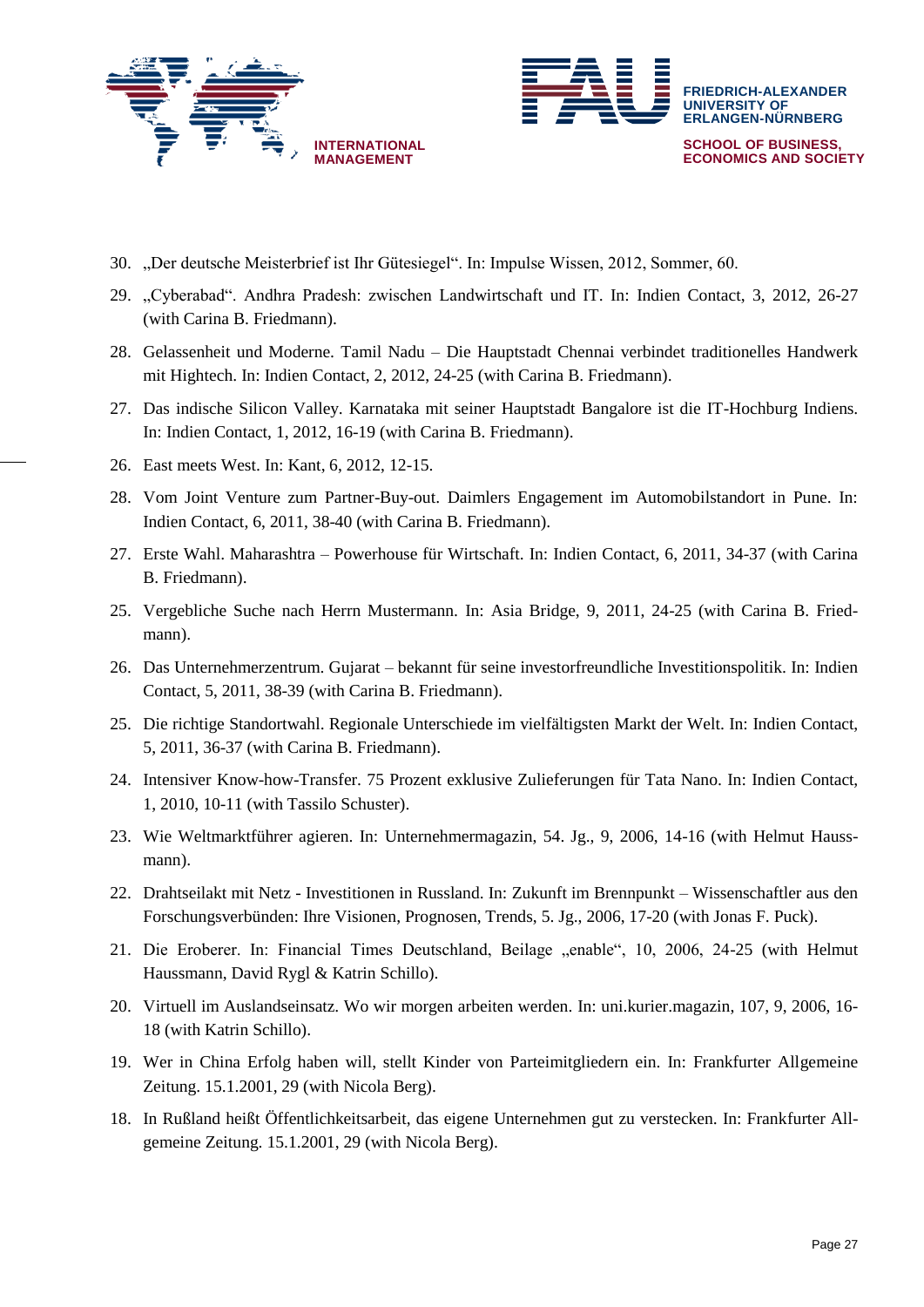30. „Der deutsche Meisterbrief ist Ihr Gütesiegel". In: Impulse Wissen, 2012, Sommer, 60.

29. „Cyberabad". Andhra Pradesh: zwischen Landwirtschaft und IT. In: Indien Contact, 3, 2012, 26-27 (with Carina B. Friedmann).

28. Gelassenheit und Moderne. Tamil Nadu – Die Hauptstadt Chennai verbindet traditionelles Handwerk mit Hightech. In: Indien Contact, 2, 2012, 24-25 (with Carina B. Friedmann).

27. Das indische Silicon Valley. Karnataka mit seiner Hauptstadt Bangalore ist die IT-Hochburg Indiens. In: Indien Contact, 1, 2012, 16-19 (with Carina B. Friedmann).

26. East meets West. In: Kant, 6, 2012, 12-15.

28. Vom Joint Venture zum Partner-Buy-out. Daimlers Engagement im Automobilstandort in Pune. In: Indien Contact, 6, 2011, 38-40 (with Carina B. Friedmann).

27. Erste Wahl. Maharashtra – Powerhouse für Wirtschaft. In: Indien Contact, 6, 2011, 34-37 (with Carina B. Friedmann).

25. Vergebliche Suche nach Herrn Mustermann. In: Asia Bridge, 9, 2011, 24-25 (with Carina B. Friedmann).

26. Das Unternehmerzentrum. Gujarat – bekannt für seine investorfreundliche Investitionspolitik. In: Indien Contact, 5, 2011, 38-39 (with Carina B. Friedmann).

25. Die richtige Standortwahl. Regionale Unterschiede im vielfältigsten Markt der Welt. In: Indien Contact, 5, 2011, 36-37 (with Carina B. Friedmann).

24. Intensiver Know-how-Transfer. 75 Prozent exklusive Zulieferungen für Tata Nano. In: Indien Contact, 1, 2010, 10-11 (with Tassilo Schuster).

23. Wie Weltmarktführer agieren. In: Unternehmermagazin, 54. Jg., 9, 2006, 14-16 (with Helmut Haussmann).

22. Drahtseilakt mit Netz - Investitionen in Russland. In: Zukunft im Brennpunkt – Wissenschaftler aus den Forschungsverbünden: Ihre Visionen, Prognosen, Trends, 5. Jg., 2006, 17-20 (with Jonas F. Puck).

21. Die Eroberer. In: Financial Times Deutschland, Beilage „enable", 10, 2006, 24-25 (with Helmut Haussmann, David Rygl & Katrin Schillo).

20. Virtuell im Auslandseinsatz. Wo wir morgen arbeiten werden. In: uni.kurier.magazin, 107, 9, 2006, 16-18 (with Katrin Schillo).

19. Wer in China Erfolg haben will, stellt Kinder von Parteimitgliedern ein. In: Frankfurter Allgemeine Zeitung. 15.1.2001, 29 (with Nicola Berg).

18. In Rußland heißt Öffentlichkeitsarbeit, das eigene Unternehmen gut zu verstecken. In: Frankfurter Allgemeine Zeitung. 15.1.2001, 29 (with Nicola Berg).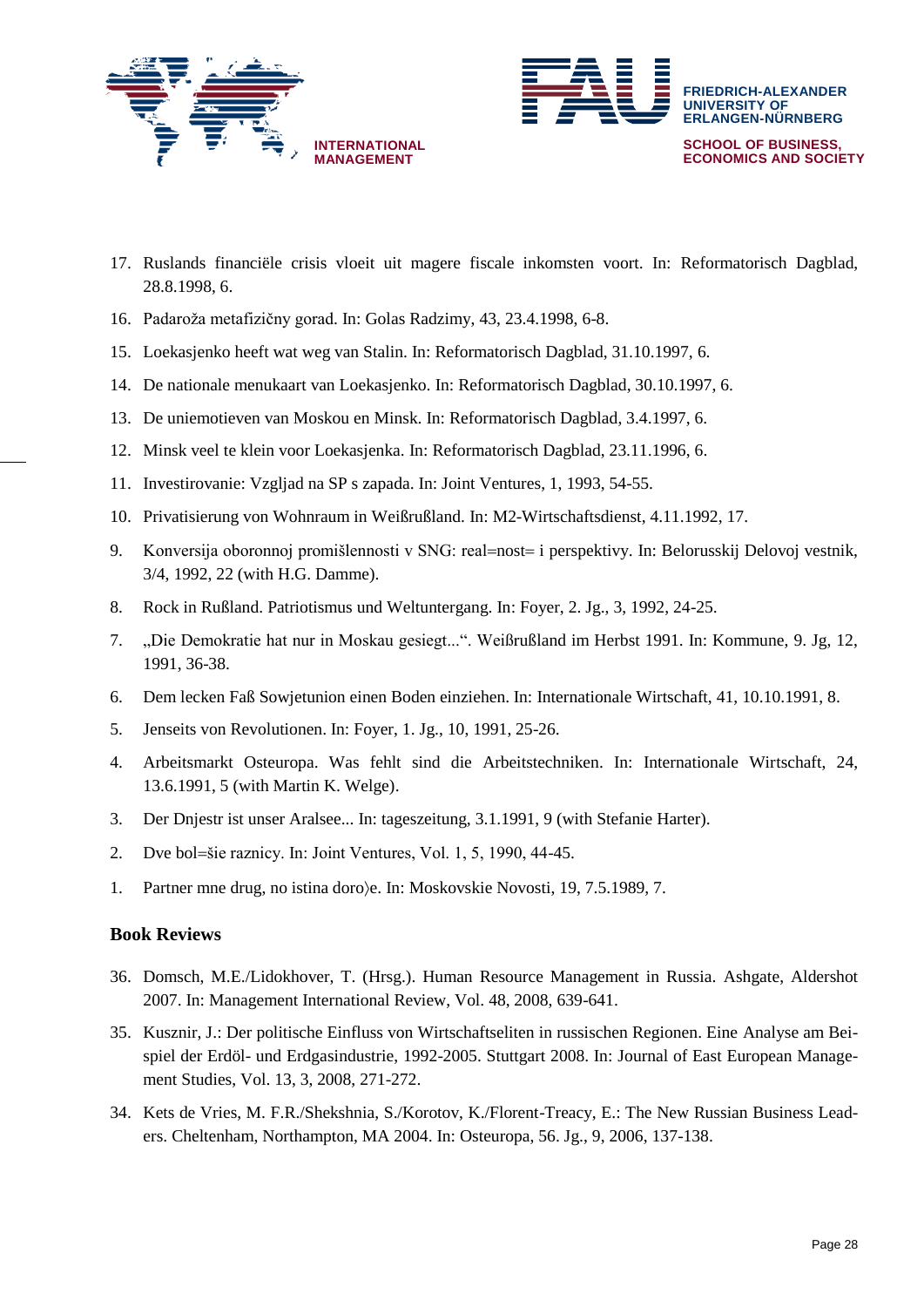17. Ruslands financiële crisis vloeit uit magere fiscale inkomsten voort. In: Reformatorisch Dagblad, 28.8.1998, 6.
16. Padaroža metafizičny gorad. In: Golas Radzimy, 43, 23.4.1998, 6-8.
15. Loekasjenko heeft wat weg van Stalin. In: Reformatorisch Dagblad, 31.10.1997, 6.
14. De nationale menukaart van Loekasjenko. In: Reformatorisch Dagblad, 30.10.1997, 6.
13. De uniemotieven van Moskou en Minsk. In: Reformatorisch Dagblad, 3.4.1997, 6.
12. Minsk veel te klein voor Loekasjenka. In: Reformatorisch Dagblad, 23.11.1996, 6.
11. Investirovanie: Vzgljad na SP s zapada. In: Joint Ventures, 1, 1993, 54-55.
10. Privatisierung von Wohnraum in Weißrußland. In: M2-Wirtschaftsdienst, 4.11.1992, 17.
9. Konversija oboronnoj promišlennosti v SNG: real=nost= i perspektivy. In: Belorusskij Delovoj vestnik, 3/4, 1992, 22 (with H.G. Damme).
8. Rock in Rußland. Patriotismus und Weltuntergang. In: Foyer, 2. Jg., 3, 1992, 24-25.
7. „Die Demokratie hat nur in Moskau gesiegt...". Weißrußland im Herbst 1991. In: Kommune, 9. Jg, 12, 1991, 36-38.
6. Dem lecken Faß Sowjetunion einen Boden einziehen. In: Internationale Wirtschaft, 41, 10.10.1991, 8.
5. Jenseits von Revolutionen. In: Foyer, 1. Jg., 10, 1991, 25-26.
4. Arbeitsmarkt Osteuropa. Was fehlt sind die Arbeitstechniken. In: Internationale Wirtschaft, 24, 13.6.1991, 5 (with Martin K. Welge).
3. Der Dnjestr ist unser Aralsee... In: tageszeitung, 3.1.1991, 9 (with Stefanie Harter).
2. Dve bol=šie raznicy. In: Joint Ventures, Vol. 1, 5, 1990, 44-45.
1. Partner mne drug, no istina doro〉e. In: Moskovskie Novosti, 19, 7.5.1989, 7.

### Book Reviews

36. Domsch, M.E./Lidokhover, T. (Hrsg.). Human Resource Management in Russia. Ashgate, Aldershot 2007. In: Management International Review, Vol. 48, 2008, 639-641.
35. Kusznir, J.: Der politische Einfluss von Wirtschaftseliten in russischen Regionen. Eine Analyse am Beispiel der Erdöl- und Erdgasindustrie, 1992-2005. Stuttgart 2008. In: Journal of East European Management Studies, Vol. 13, 3, 2008, 271-272.
34. Kets de Vries, M. F.R./Shekshnia, S./Korotov, K./Florent-Treacy, E.: The New Russian Business Leaders. Cheltenham, Northampton, MA 2004. In: Osteuropa, 56. Jg., 9, 2006, 137-138.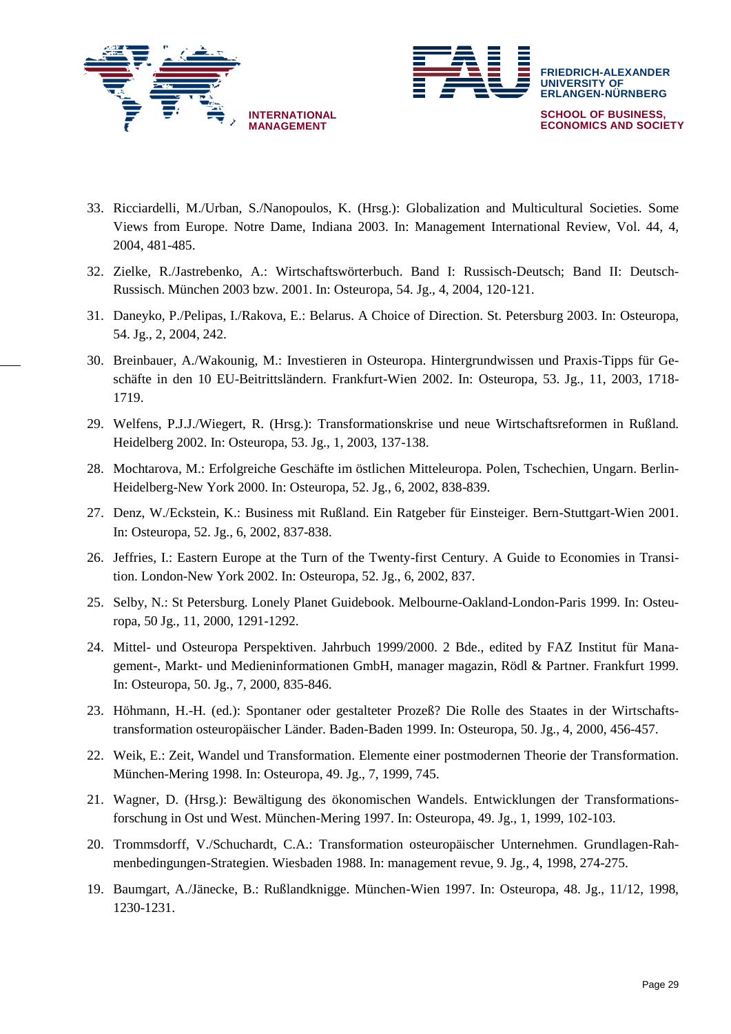33. Ricciardelli, M./Urban, S./Nanopoulos, K. (Hrsg.): Globalization and Multicultural Societies. Some Views from Europe. Notre Dame, Indiana 2003. In: Management International Review, Vol. 44, 4, 2004, 481-485.

32. Zielke, R./Jastrebenko, A.: Wirtschaftswörterbuch. Band I: Russisch-Deutsch; Band II: Deutsch-Russisch. München 2003 bzw. 2001. In: Osteuropa, 54. Jg., 4, 2004, 120-121.

31. Daneyko, P./Pelipas, I./Rakova, E.: Belarus. A Choice of Direction. St. Petersburg 2003. In: Osteuropa, 54. Jg., 2, 2004, 242.

30. Breinbauer, A./Wakounig, M.: Investieren in Osteuropa. Hintergrundwissen und Praxis-Tipps für Geschäfte in den 10 EU-Beitrittsländern. Frankfurt-Wien 2002. In: Osteuropa, 53. Jg., 11, 2003, 1718-1719.

29. Welfens, P.J.J./Wiegert, R. (Hrsg.): Transformationskrise und neue Wirtschaftsreformen in Rußland. Heidelberg 2002. In: Osteuropa, 53. Jg., 1, 2003, 137-138.

28. Mochtarova, M.: Erfolgreiche Geschäfte im östlichen Mitteleuropa. Polen, Tschechien, Ungarn. Berlin-Heidelberg-New York 2000. In: Osteuropa, 52. Jg., 6, 2002, 838-839.

27. Denz, W./Eckstein, K.: Business mit Rußland. Ein Ratgeber für Einsteiger. Bern-Stuttgart-Wien 2001. In: Osteuropa, 52. Jg., 6, 2002, 837-838.

26. Jeffries, I.: Eastern Europe at the Turn of the Twenty-first Century. A Guide to Economies in Transition. London-New York 2002. In: Osteuropa, 52. Jg., 6, 2002, 837.

25. Selby, N.: St Petersburg. Lonely Planet Guidebook. Melbourne-Oakland-London-Paris 1999. In: Osteuropa, 50 Jg., 11, 2000, 1291-1292.

24. Mittel- und Osteuropa Perspektiven. Jahrbuch 1999/2000. 2 Bde., edited by FAZ Institut für Management-, Markt- und Medieninformationen GmbH, manager magazin, Rödl & Partner. Frankfurt 1999. In: Osteuropa, 50. Jg., 7, 2000, 835-846.

23. Höhmann, H.-H. (ed.): Spontaner oder gestalteter Prozeß? Die Rolle des Staates in der Wirtschaftstransformation osteuropäischer Länder. Baden-Baden 1999. In: Osteuropa, 50. Jg., 4, 2000, 456-457.

22. Weik, E.: Zeit, Wandel und Transformation. Elemente einer postmodernen Theorie der Transformation. München-Mering 1998. In: Osteuropa, 49. Jg., 7, 1999, 745.

21. Wagner, D. (Hrsg.): Bewältigung des ökonomischen Wandels. Entwicklungen der Transformationsforschung in Ost und West. München-Mering 1997. In: Osteuropa, 49. Jg., 1, 1999, 102-103.

20. Trommsdorff, V./Schuchardt, C.A.: Transformation osteuropäischer Unternehmen. Grundlagen-Rahmenbedingungen-Strategien. Wiesbaden 1988. In: management revue, 9. Jg., 4, 1998, 274-275.

19. Baumgart, A./Jänecke, B.: Rußlandknigge. München-Wien 1997. In: Osteuropa, 48. Jg., 11/12, 1998, 1230-1231.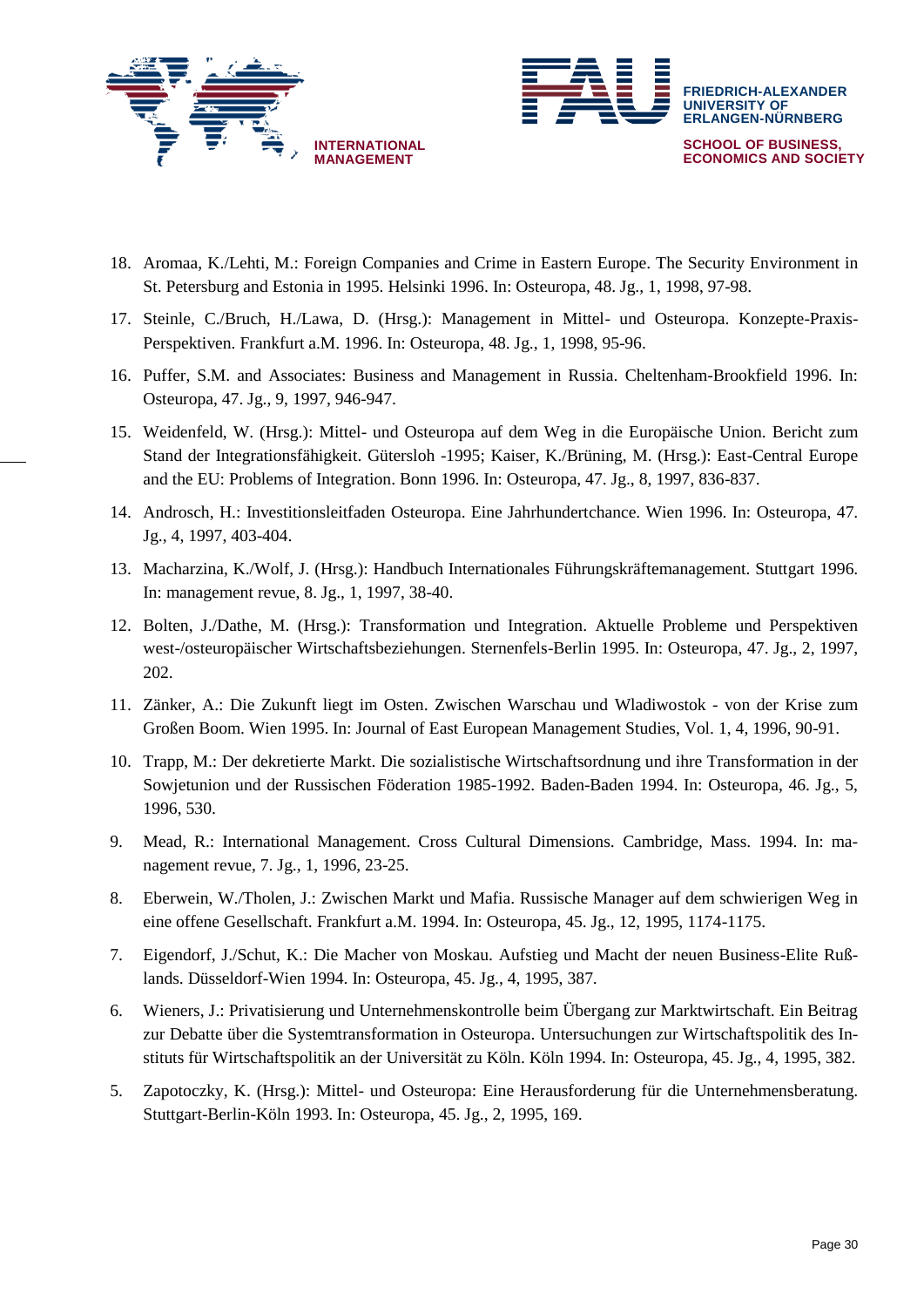18. Aromaa, K./Lehti, M.: Foreign Companies and Crime in Eastern Europe. The Security Environment in St. Petersburg and Estonia in 1995. Helsinki 1996. In: Osteuropa, 48. Jg., 1, 1998, 97-98.

17. Steinle, C./Bruch, H./Lawa, D. (Hrsg.): Management in Mittel- und Osteuropa. Konzepte-Praxis-Perspektiven. Frankfurt a.M. 1996. In: Osteuropa, 48. Jg., 1, 1998, 95-96.

16. Puffer, S.M. and Associates: Business and Management in Russia. Cheltenham-Brookfield 1996. In: Osteuropa, 47. Jg., 9, 1997, 946-947.

15. Weidenfeld, W. (Hrsg.): Mittel- und Osteuropa auf dem Weg in die Europäische Union. Bericht zum Stand der Integrationsfähigkeit. Gütersloh -1995; Kaiser, K./Brüning, M. (Hrsg.): East-Central Europe and the EU: Problems of Integration. Bonn 1996. In: Osteuropa, 47. Jg., 8, 1997, 836-837.

14. Androsch, H.: Investitionsleitfaden Osteuropa. Eine Jahrhundertchance. Wien 1996. In: Osteuropa, 47. Jg., 4, 1997, 403-404.

13. Macharzina, K./Wolf, J. (Hrsg.): Handbuch Internationales Führungskräftemanagement. Stuttgart 1996. In: management revue, 8. Jg., 1, 1997, 38-40.

12. Bolten, J./Dathe, M. (Hrsg.): Transformation und Integration. Aktuelle Probleme und Perspektiven west-/osteuropäischer Wirtschaftsbeziehungen. Sternenfels-Berlin 1995. In: Osteuropa, 47. Jg., 2, 1997, 202.

11. Zänker, A.: Die Zukunft liegt im Osten. Zwischen Warschau und Wladiwostok - von der Krise zum Großen Boom. Wien 1995. In: Journal of East European Management Studies, Vol. 1, 4, 1996, 90-91.

10. Trapp, M.: Der dekretierte Markt. Die sozialistische Wirtschaftsordnung und ihre Transformation in der Sowjetunion und der Russischen Föderation 1985-1992. Baden-Baden 1994. In: Osteuropa, 46. Jg., 5, 1996, 530.

9. Mead, R.: International Management. Cross Cultural Dimensions. Cambridge, Mass. 1994. In: management revue, 7. Jg., 1, 1996, 23-25.

8. Eberwein, W./Tholen, J.: Zwischen Markt und Mafia. Russische Manager auf dem schwierigen Weg in eine offene Gesellschaft. Frankfurt a.M. 1994. In: Osteuropa, 45. Jg., 12, 1995, 1174-1175.

7. Eigendorf, J./Schut, K.: Die Macher von Moskau. Aufstieg und Macht der neuen Business-Elite Rußlands. Düsseldorf-Wien 1994. In: Osteuropa, 45. Jg., 4, 1995, 387.

6. Wieners, J.: Privatisierung und Unternehmenskontrolle beim Übergang zur Marktwirtschaft. Ein Beitrag zur Debatte über die Systemtransformation in Osteuropa. Untersuchungen zur Wirtschaftspolitik des Instituts für Wirtschaftspolitik an der Universität zu Köln. Köln 1994. In: Osteuropa, 45. Jg., 4, 1995, 382.

5. Zapotoczky, K. (Hrsg.): Mittel- und Osteuropa: Eine Herausforderung für die Unternehmensberatung. Stuttgart-Berlin-Köln 1993. In: Osteuropa, 45. Jg., 2, 1995, 169.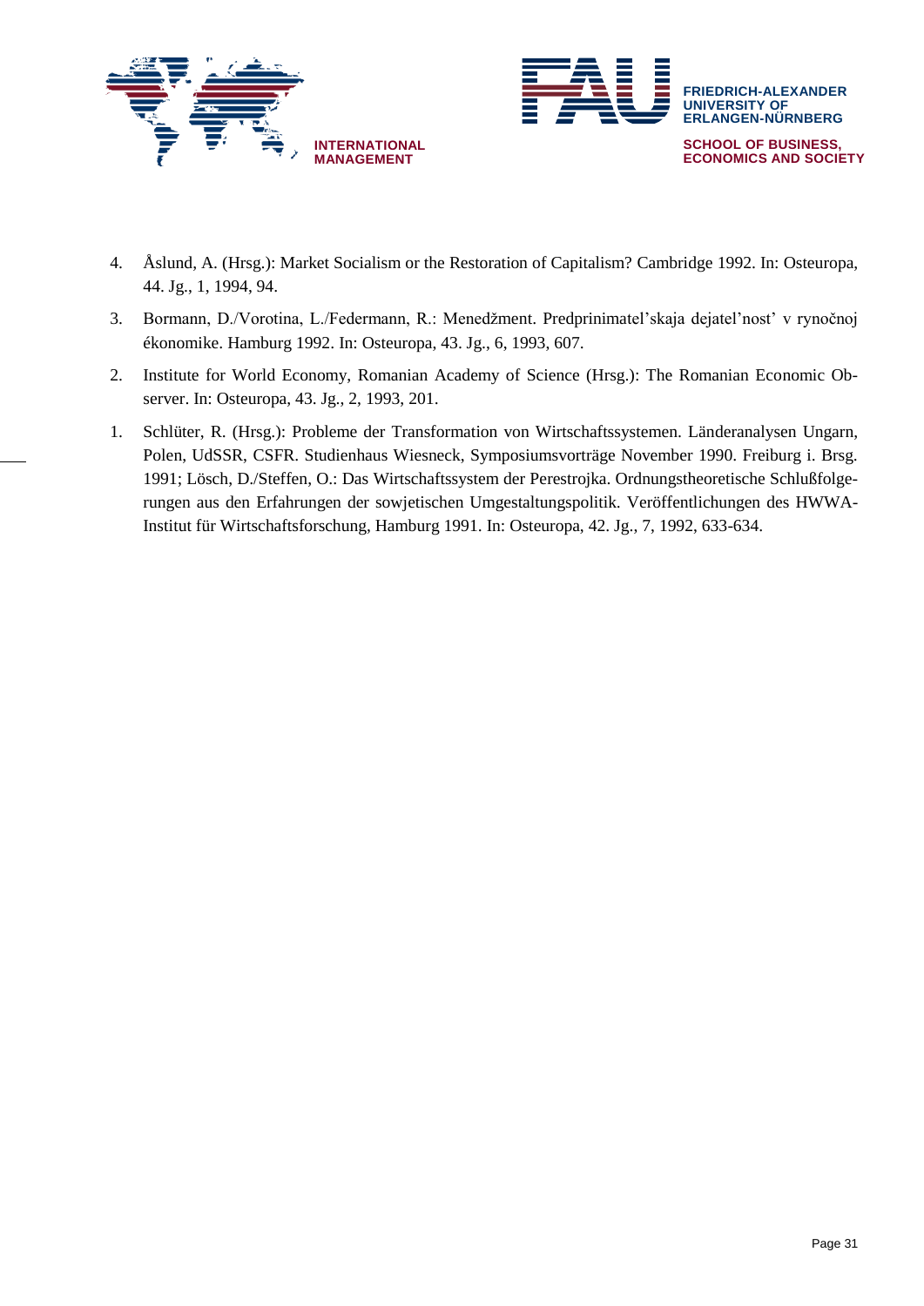4. Åslund, A. (Hrsg.): Market Socialism or the Restoration of Capitalism? Cambridge 1992. In: Osteuropa, 44. Jg., 1, 1994, 94.

3. Bormann, D./Vorotina, L./Federmann, R.: Menedžment. Predprinimatel'skaja dejatel'nost' v rynočnoj ékonomike. Hamburg 1992. In: Osteuropa, 43. Jg., 6, 1993, 607.

2. Institute for World Economy, Romanian Academy of Science (Hrsg.): The Romanian Economic Observer. In: Osteuropa, 43. Jg., 2, 1993, 201.

1. Schlüter, R. (Hrsg.): Probleme der Transformation von Wirtschaftssystemen. Länderanalysen Ungarn, Polen, UdSSR, CSFR. Studienhaus Wiesneck, Symposiumsvorträge November 1990. Freiburg i. Brsg. 1991; Lösch, D./Steffen, O.: Das Wirtschaftssystem der Perestrojka. Ordnungstheoretische Schlußfolgerungen aus den Erfahrungen der sowjetischen Umgestaltungspolitik. Veröffentlichungen des HWWA-Institut für Wirtschaftsforschung, Hamburg 1991. In: Osteuropa, 42. Jg., 7, 1992, 633-634.